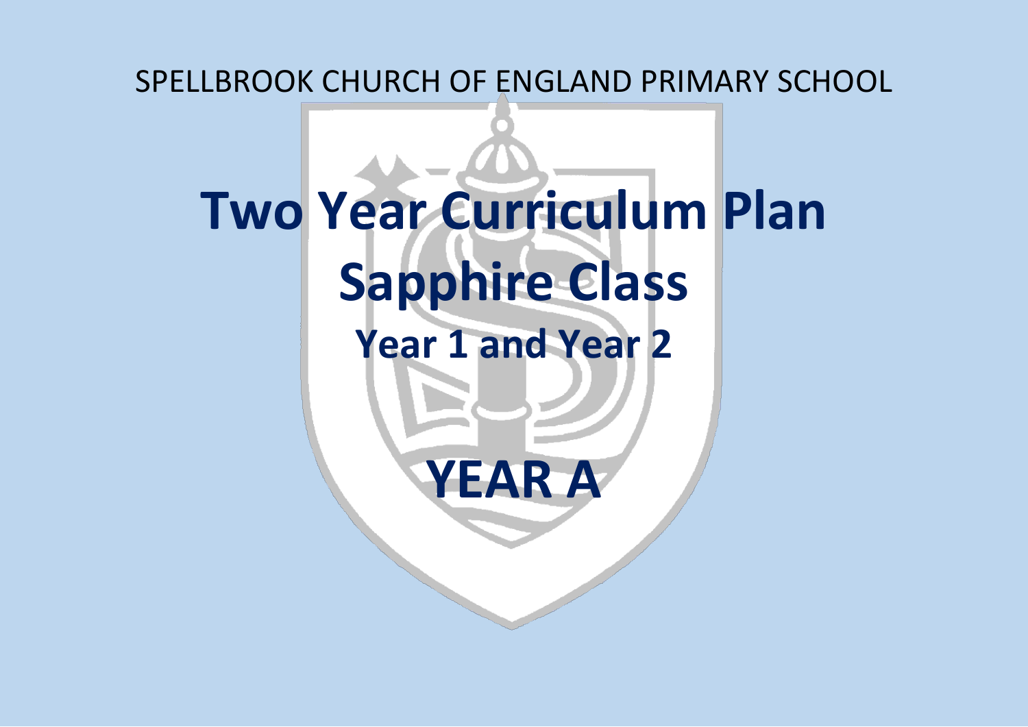SPELLBROOK CHURCH OF ENGLAND PRIMARY SCHOOL

# Two Year Curriculum Plan

# Sapphire Class

## Year 1 and Year 2

# YEAR A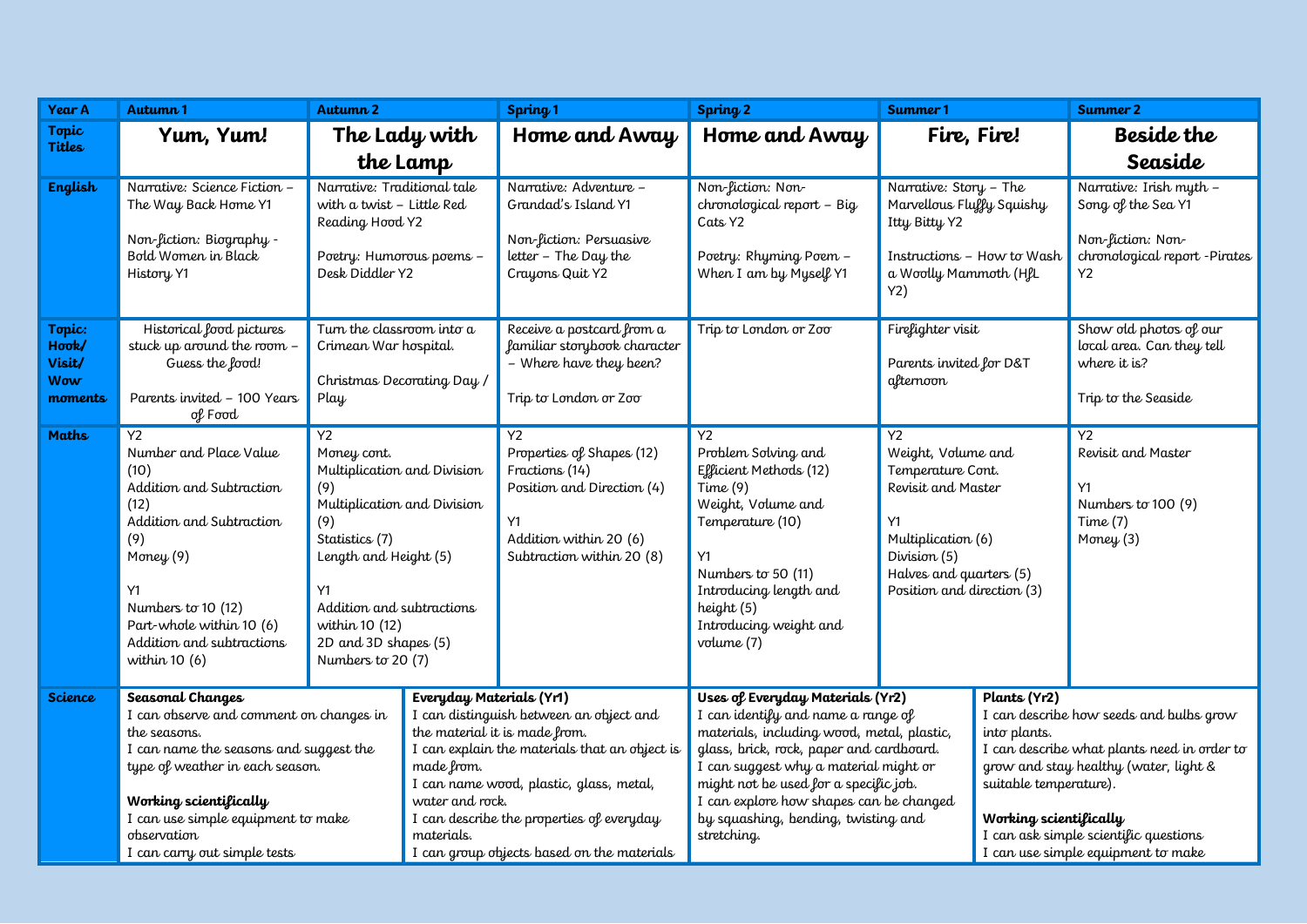| Year A | Autumn 1 | Autumn 2 | Spring 1 | Spring 2 | Summer 1 | Summer 2 |
|---|---|---|---|---|---|---|
| Topic Titles | **Yum, Yum!** | **The Lady with the Lamp** | **Home and Away** | **Home and Away** | **Fire, Fire!** | **Beside the Seaside** |
| English | Narrative: Science Fiction – The Way Back Home Y1<br><br>Non-fiction: Biography - Bold Women in Black History Y1 | Narrative: Traditional tale with a twist – Little Red Reading Hood Y2<br><br>Poetry: Humorous poems – Desk Diddler Y2 | Narrative: Adventure – Grandad's Island Y1<br><br>Non-fiction: Persuasive letter – The Day the Crayons Quit Y2 | Non-fiction: Non-chronological report – Big Cats Y2<br><br>Poetry: Rhyming Poem – When I am by Myself Y1 | Narrative: Story – The Marvellous Fluffy Squishy Itty Bitty Y2<br><br>Instructions – How to Wash a Woolly Mammoth (HfL Y2) | Narrative: Irish myth – Song of the Sea Y1<br><br>Non-fiction: Non-chronological report -Pirates Y2 |
| Topic: Hook/ Visit/ Wow moments | Historical food pictures stuck up around the room – Guess the food!<br><br>Parents invited – 100 Years of Food | Turn the classroom into a Crimean War hospital.<br><br>Christmas Decorating Day / Play | Receive a postcard from a familiar storybook character – Where have they been?<br><br>Trip to London or Zoo | Trip to London or Zoo | Firefighter visit<br><br>Parents invited for D&T afternoon | Show old photos of our local area. Can they tell where it is?<br><br>Trip to the Seaside |
| Maths | Y2<br>Number and Place Value (10)<br>Addition and Subtraction (12)<br>Addition and Subtraction (9)<br>Money (9)<br><br>Y1<br>Numbers to 10 (12)<br>Part-whole within 10 (6)<br>Addition and subtractions within 10 (6) | Y2<br>Money cont.<br>Multiplication and Division (9)<br>Multiplication and Division (9)<br>Statistics (7)<br>Length and Height (5)<br><br>Y1<br>Addition and subtractions within 10 (12)<br>2D and 3D shapes (5)<br>Numbers to 20 (7) | Y2<br>Properties of Shapes (12)<br>Fractions (14)<br>Position and Direction (4)<br><br>Y1<br>Addition within 20 (6)<br>Subtraction within 20 (8) | Y2<br>Problem Solving and Efficient Methods (12)<br>Time (9)<br>Weight, Volume and Temperature (10)<br><br>Y1<br>Numbers to 50 (11)<br>Introducing length and height (5)<br>Introducing weight and volume (7) | Y2<br>Weight, Volume and Temperature Cont.<br>Revisit and Master<br><br>Y1<br>Multiplication (6)<br>Division (5)<br>Halves and quarters (5)<br>Position and direction (3) | Y2<br>Revisit and Master<br><br>Y1<br>Numbers to 100 (9)<br>Time (7)<br>Money (3) |
| Science | **Seasonal Changes**<br>I can observe and comment on changes in the seasons.<br>I can name the seasons and suggest the type of weather in each season.<br><br>**Working scientifically**<br>I can use simple equipment to make observation<br>I can carry out simple tests | | **Everyday Materials (Yr1)**<br>I can distinguish between an object and the material it is made from.<br>I can explain the materials that an object is made from.<br>I can name wood, plastic, glass, metal, water and rock.<br>I can describe the properties of everyday materials.<br>I can group objects based on the materials | **Uses of Everyday Materials (Yr2)**<br>I can identify and name a range of materials, including wood, metal, plastic, glass, brick, rock, paper and cardboard.<br>I can suggest why a material might or might not be used for a specific job.<br>I can explore how shapes can be changed by squashing, bending, twisting and stretching. | | **Plants (Yr2)**<br>I can describe how seeds and bulbs grow into plants.<br>I can describe what plants need in order to grow and stay healthy (water, light & suitable temperature).<br><br>**Working scientifically**<br>I can ask simple scientific questions<br>I can use simple equipment to make |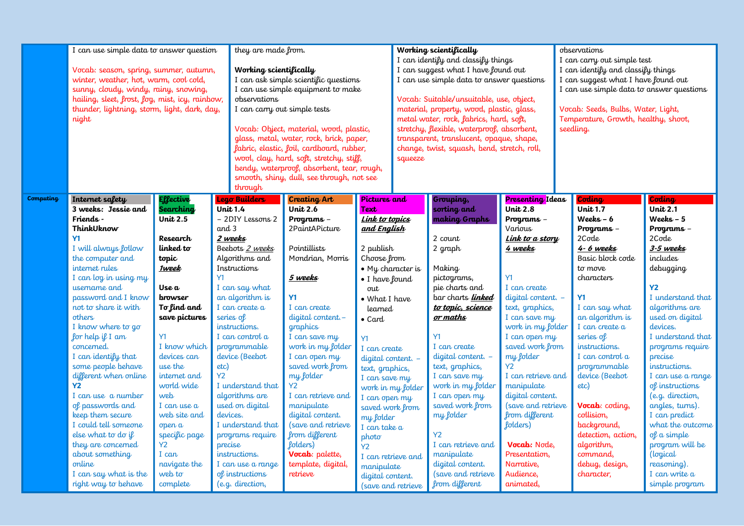| | | | | | | | | | | |
|---|---|---|---|---|---|---|---|---|---|---|
| | I can use simple data to answer question<br><br>Vocab: season, spring, summer, autumn, winter, weather, hot, warm, cool cold, sunny, cloudy, windy, rainy, snowing, hailing, sleet, frost, fog, mist, icy, rainbow, thunder, lightning, storm, light, dark, day, night | | they are made from.<br><br>**Working scientifically**<br>I can ask simple scientific questions<br>I can use simple equipment to make observations<br>I can carry out simple tests<br><br>Vocab: Object, material, wood, plastic, glass, metal, water, rock, brick, paper, fabric, elastic, foil, cardboard, rubber, wool, clay, hard, soft, stretchy, stiff, bendy, waterproof, absorbent, tear, rough, smooth, shiny, dull, see through, not see through | | | **Working scientifically**<br>I can identify and classify things<br>I can suggest what I have found out<br>I can use simple data to answer questions<br><br>Vocab: Suitable/unsuitable, use, object, material, property, wood, plastic, glass, metal water, rock, fabrics, hard, soft, stretchy, flexible, waterproof, absorbent, transparent, translucent, opaque, shape, change, twist, squash, bend, stretch, roll, squeeze | | | observations<br>I can carry out simple test<br>I can identify and classify things<br>I can suggest what I have found out<br>I can use simple data to answer questions<br><br>Vocab: Seeds, Bulbs, Water, Light, Temperature, Growth, healthy, shoot, seedling. | |
| **Computing** | **Internet safety**<br>**3 weeks: Jessie and Friends - ThinkUknow**<br>**Y1**<br>I will always follow the computer and internet rules<br>I can log in using my username and password and I know not to share it with others<br>I know where to go for help if I am concerned.<br>I can identify that some people behave different when online<br>**Y2**<br>I can use a number of passwords and keep them secure<br>I could tell someone else what to do if they are concerned about something online<br>I can say what is the right way to behave | **Effective Searching**<br>**Unit 2.5**<br><br>**Research linked to topic**<br>***1week***<br><br>**Use a browser**<br>**To find and save pictures**<br><br>Y1<br>I know which devices can use the internet and world wide web<br>I can use a web site and open a specific page<br>Y2<br>I can navigate the web to complete | **Lego Builders**<br>**Unit 1.4**<br>– 2DIY Lessons 2 and 3<br>***2 weeks***<br>Beebots *2 weeks*<br>Algorithms and Instructions<br>Y1<br>I can say what an algorithm is<br>I can create a series of instructions.<br>I can control a programmable device (Beebot etc)<br>Y2<br>I understand that algorithms are used on digital devices.<br>I understand that programs require precise instructions.<br>I can use a range of instructions (e.g. direction, | **Creating Art**<br>**Unit 2.6**<br>**Programs** – 2PaintAPicture<br><br>Pointillists<br>Mondrian, Morris<br><br>***5 weeks***<br><br>**Y1**<br>I can create digital content.– graphics<br>I can save my work in my folder<br>I can open my saved work from my folder<br>Y2<br>I can retrieve and manipulate digital content. (save and retrieve from different folders)<br>**Vocab**: palette, template, digital, retrieve | **Pictures and Text**<br>***Link to topics and English***<br><br>2 publish<br>Choose from<br>• My character is<br>• I have found out<br>• What I have learned<br>• Card<br><br>Y1<br>I can create digital content. – text, graphics,<br>I can save my work in my folder<br>I can open my saved work from my folder<br>I can take a photo<br>Y2<br>I can retrieve and manipulate digital content. (save and retrieve | | **Grouping, sorting and making Graphs**<br><br>2 count<br>2 graph<br><br>Making pictograms, pie charts and bar charts ***linked to topic, science or maths***<br><br>Y1<br>I can create digital content. – text, graphics,<br>I can save my work in my folder<br>I can open my saved work from my folder<br><br>Y2<br>I can retrieve and manipulate digital content. (save and retrieve from different | **Presenting Ideas**<br>**Unit 2.8**<br>**Programs** – Various<br>***Link to a story***<br>***4 weeks***<br><br>Y1<br>I can create digital content. – text, graphics,<br>I can save my work in my folder<br>I can open my saved work from my folder<br>Y2<br>I can retrieve and manipulate digital content. (save and retrieve from different folders)<br><br>**Vocab:** Node, Presentation, Narrative, Audience, animated, | | **Coding**<br>**Unit 1.7**<br>**Weeks – 6**<br>**Programs** – 2Code<br>***4- 6 weeks***<br>Basic block code to move characters<br><br>**Y1**<br>I can say what an algorithm is<br>I can create a series of instructions.<br>I can control a programmable device (Beebot etc)<br><br>**Vocab**: coding, collision, background, detection, action, algorithm, command, debug, design, character, | **Coding**<br>**Unit 2.1**<br>**Weeks – 5**<br>**Programs** – 2Code<br>***3-5 weeks***<br>includes debugging<br><br>**Y2**<br>I understand that algorithms are used on digital devices.<br>I understand that programs require precise instructions.<br>I can use a range of instructions (e.g. direction, angles, turns).<br>I can predict what the outcome of a simple program will be (logical reasoning).<br>I can write a simple program |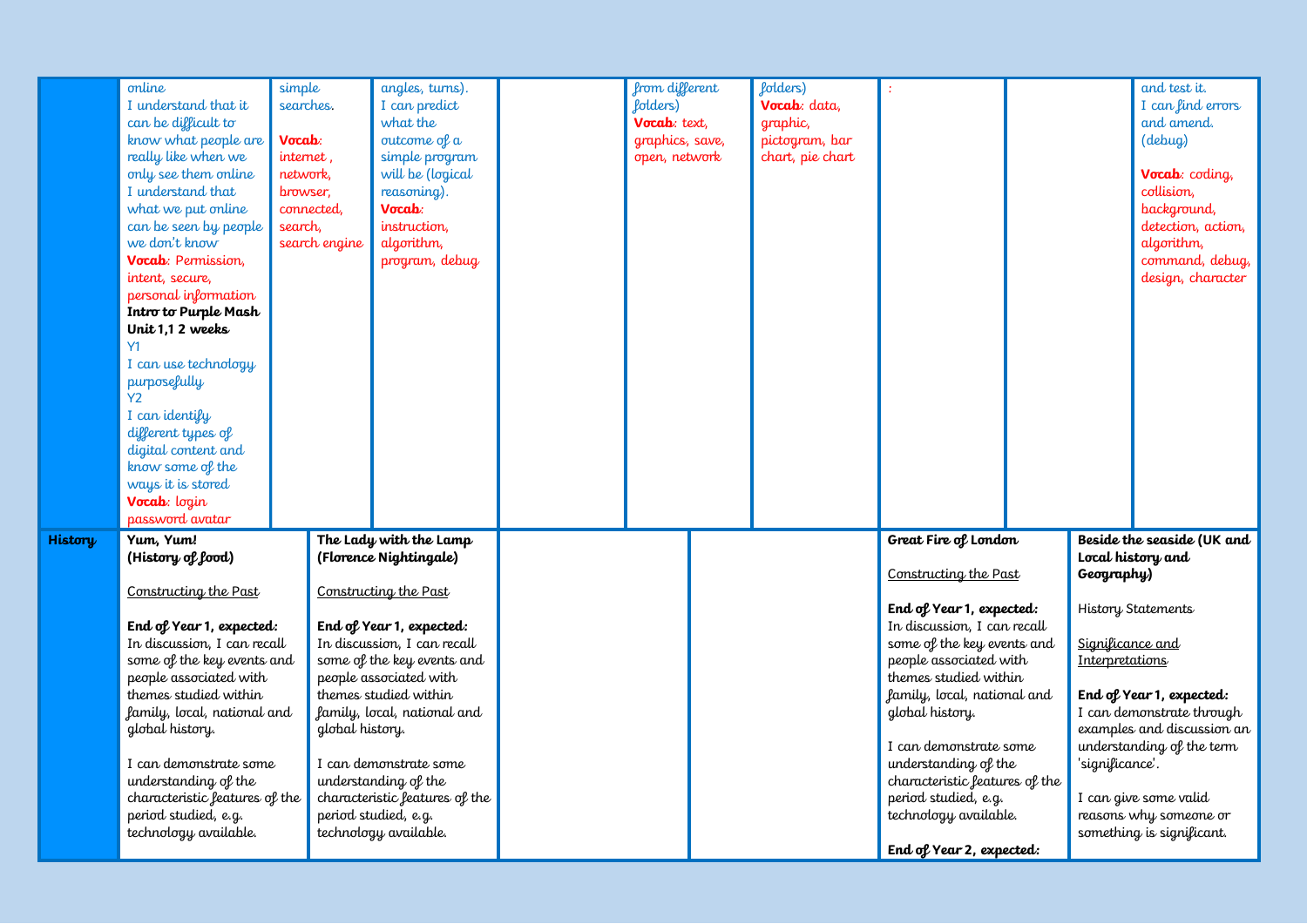| | | | | | | | | | | |
|---|---|---|---|---|---|---|---|---|---|---|
| | online<br>I understand that it can be difficult to know what people are really like when we only see them online<br>I understand that what we put online can be seen by people we don't know<br>**Vocab**: Permission, intent, secure, personal information<br>**Intro to Purple Mash Unit 1,1 2 weeks**<br>Y1<br>I can use technology purposefully<br>Y2<br>I can identify different types of digital content and know some of the ways it is stored<br>**Vocab**: login password avatar | simple searches.<br><br>**Vocab**: internet , network, browser, connected, search, search engine | angles, turns).<br>I can predict what the outcome of a simple program will be (logical reasoning).<br>**Vocab**: instruction, algorithm, program, debug | | from different folders)<br>**Vocab**: text, graphics, save, open, network | folders)<br>**Vocab**: data, graphic, pictogram, bar chart, pie chart | : | | and test it.<br>I can find errors and amend. (debug)<br><br>**Vocab**: coding, collision, background, detection, action, algorithm, command, debug, design, character |
| **History** | **Yum, Yum! (History of food)**<br><br><u>Constructing the Past</u><br><br>**End of Year 1, expected:**<br>In discussion, I can recall some of the key events and people associated with themes studied within family, local, national and global history.<br><br>I can demonstrate some understanding of the characteristic features of the period studied, e.g. technology available. | | **The Lady with the Lamp (Florence Nightingale)**<br><br><u>Constructing the Past</u><br><br>**End of Year 1, expected:**<br>In discussion, I can recall some of the key events and people associated with themes studied within family, local, national and global history.<br><br>I can demonstrate some understanding of the characteristic features of the period studied, e.g. technology available. | | | | **Great Fire of London**<br><br><u>Constructing the Past</u><br><br>**End of Year 1, expected:**<br>In discussion, I can recall some of the key events and people associated with themes studied within family, local, national and global history.<br><br>I can demonstrate some understanding of the characteristic features of the period studied, e.g. technology available.<br><br>**End of Year 2, expected:** | | **Beside the seaside (UK and Local history and Geography)**<br><br>History Statements<br><br><u>Significance and Interpretations</u><br><br>**End of Year 1, expected:**<br>I can demonstrate through examples and discussion an understanding of the term 'significance'.<br><br>I can give some valid reasons why someone or something is significant. |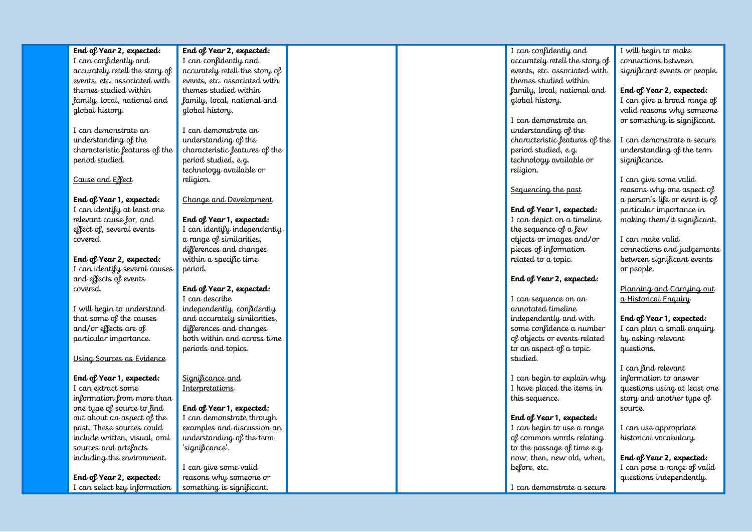| | | | | | | |
|---|---|---|---|---|---|---|
| | **End of Year 2, expected:**<br>I can confidently and accurately retell the story of events, etc. associated with themes studied within family, local, national and global history.<br><br>I can demonstrate an understanding of the characteristic features of the period studied.<br><br><u>Cause and Effect</u><br><br>**End of Year 1, expected:**<br>I can identify at least one relevant cause for, and effect of, several events covered.<br><br>**End of Year 2, expected:**<br>I can identify several causes and effects of events covered.<br><br>I will begin to understand that some of the causes and/or effects are of particular importance.<br><br><u>Using Sources as Evidence</u><br><br>**End of Year 1, expected:**<br>I can extract some information from more than one type of source to find out about an aspect of the past. These sources could include written, visual, oral sources and artefacts including the environment.<br><br>**End of Year 2, expected:**<br>I can select key information | **End of Year 2, expected:**<br>I can confidently and accurately retell the story of events, etc. associated with themes studied within family, local, national and global history.<br><br>I can demonstrate an understanding of the characteristic features of the period studied, e.g. technology available or religion.<br><br><u>Change and Development</u><br><br>**End of Year 1, expected:**<br>I can identify independently a range of similarities, differences and changes within a specific time period.<br><br>**End of Year 2, expected:**<br>I can describe independently, confidently and accurately similarities, differences and changes both within and across time periods and topics.<br><br><u>Significance and Interpretations</u><br><br>**End of Year 1, expected:**<br>I can demonstrate through examples and discussion an understanding of the term 'significance'.<br><br>I can give some valid reasons why someone or something is significant. | | | I can confidently and accurately retell the story of events, etc. associated with themes studied within family, local, national and global history.<br><br>I can demonstrate an understanding of the characteristic features of the period studied, e.g. technology available or religion.<br><br><u>Sequencing the past</u><br><br>**End of Year 1, expected:**<br>I can depict on a timeline the sequence of a few objects or images and/or pieces of information related to a topic.<br><br>**End of Year 2, expected:**<br><br>I can sequence on an annotated timeline independently and with some confidence a number of objects or events related to an aspect of a topic studied.<br><br>I can begin to explain why I have placed the items in this sequence.<br><br>**End of Year 1, expected:**<br>I can begin to use a range of common words relating to the passage of time e.g. now, then, new old, when, before, etc.<br><br>I can demonstrate a secure | I will begin to make connections between significant events or people.<br><br>**End of Year 2, expected:**<br>I can give a broad range of valid reasons why someone or something is significant.<br><br>I can demonstrate a secure understanding of the term significance.<br><br>I can give some valid reasons why one aspect of a person's life or event is of particular importance in making them/it significant.<br><br>I can make valid connections and judgements between significant events or people.<br><br><u>Planning and Carrying out a Historical Enquiry</u><br><br>**End of Year 1, expected:**<br>I can plan a small enquiry by asking relevant questions.<br><br>I can find relevant information to answer questions using at least one story and another type of source.<br><br>I can use appropriate historical vocabulary.<br><br>**End of Year 2, expected:**<br>I can pose a range of valid questions independently. |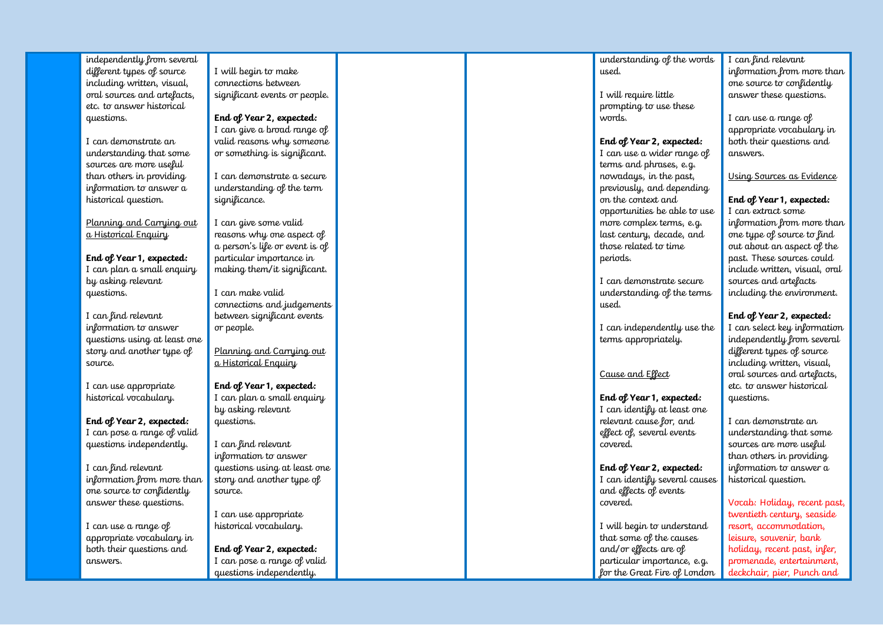| | | | | | | |
|---|---|---|---|---|---|---|
| | independently from several different types of source including written, visual, oral sources and artefacts, etc. to answer historical questions.<br><br>I can demonstrate an understanding that some sources are more useful than others in providing information to answer a historical question.<br><br>Planning and Carrying out a Historical Enquiry<br><br>**End of Year 1, expected:**<br>I can plan a small enquiry by asking relevant questions.<br><br>I can find relevant information to answer questions using at least one story and another type of source.<br><br>I can use appropriate historical vocabulary.<br><br>**End of Year 2, expected:**<br>I can pose a range of valid questions independently.<br><br>I can find relevant information from more than one source to confidently answer these questions.<br><br>I can use a range of appropriate vocabulary in both their questions and answers. | I will begin to make connections between significant events or people.<br><br>**End of Year 2, expected:**<br>I can give a broad range of valid reasons why someone or something is significant.<br><br>I can demonstrate a secure understanding of the term significance.<br><br>I can give some valid reasons why one aspect of a person's life or event is of particular importance in making them/it significant.<br><br>I can make valid connections and judgements between significant events or people.<br><br>Planning and Carrying out a Historical Enquiry<br><br>**End of Year 1, expected:**<br>I can plan a small enquiry by asking relevant questions.<br><br>I can find relevant information to answer questions using at least one story and another type of source.<br><br>I can use appropriate historical vocabulary.<br><br>**End of Year 2, expected:**<br>I can pose a range of valid questions independently. | | | understanding of the words used.<br><br>I will require little prompting to use these words.<br><br>**End of Year 2, expected:**<br>I can use a wider range of terms and phrases, e.g. nowadays, in the past, previously, and depending on the context and opportunities be able to use more complex terms, e.g. last century, decade, and those related to time periods.<br><br>I can demonstrate secure understanding of the terms used.<br><br>I can independently use the terms appropriately.<br><br>Cause and Effect<br><br>**End of Year 1, expected:**<br>I can identify at least one relevant cause for, and effect of, several events covered.<br><br>**End of Year 2, expected:**<br>I can identify several causes and effects of events covered.<br><br>I will begin to understand that some of the causes and/or effects are of particular importance, e.g. for the Great Fire of London | I can find relevant information from more than one source to confidently answer these questions.<br><br>I can use a range of appropriate vocabulary in both their questions and answers.<br><br>Using Sources as Evidence<br><br>**End of Year 1, expected:**<br>I can extract some information from more than one type of source to find out about an aspect of the past. These sources could include written, visual, oral sources and artefacts including the environment.<br><br>**End of Year 2, expected:**<br>I can select key information independently from several different types of source including written, visual, oral sources and artefacts, etc. to answer historical questions.<br><br>I can demonstrate an understanding that some sources are more useful than others in providing information to answer a historical question.<br><br>Vocab: Holiday, recent past, twentieth century, seaside resort, accommodation, leisure, souvenir, bank holiday, recent past, infer, promenade, entertainment, deckchair, pier, Punch and |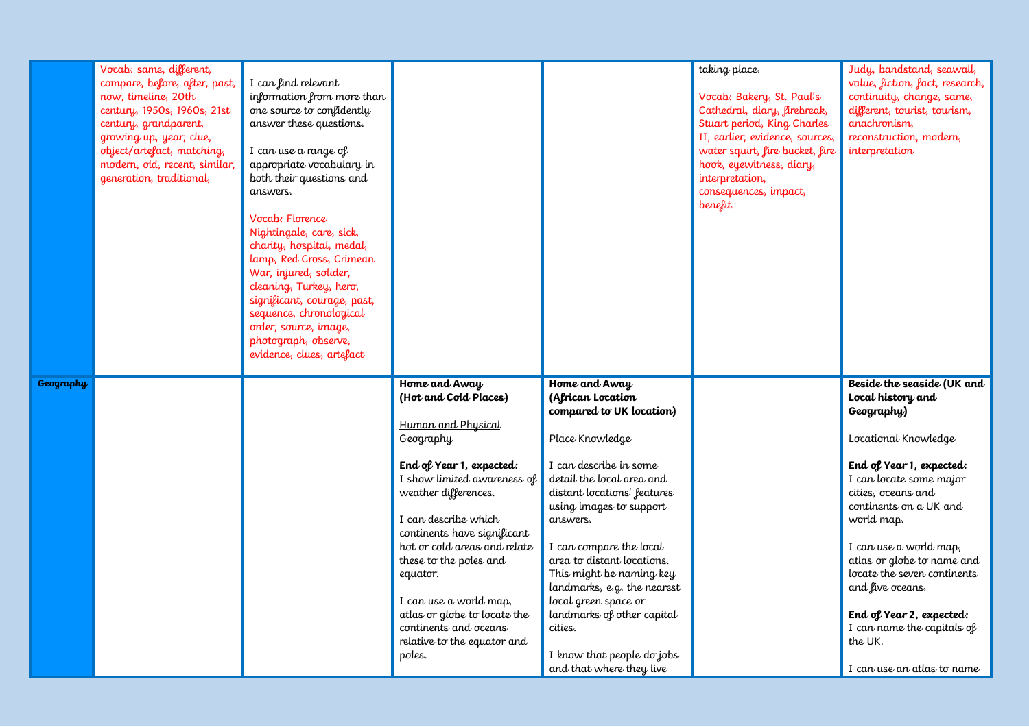| | | | | | | |
|---|---|---|---|---|---|---|
| | Vocab: same, different, compare, before, after, past, now, timeline, 20th century, 1950s, 1960s, 21st century, grandparent, growing up, year, clue, object/artefact, matching, modern, old, recent, similar, generation, traditional, | I can find relevant information from more than one source to confidently answer these questions.<br><br>I can use a range of appropriate vocabulary in both their questions and answers.<br><br>Vocab: Florence Nightingale, care, sick, charity, hospital, medal, lamp, Red Cross, Crimean War, injured, solider, cleaning, Turkey, hero, significant, courage, past, sequence, chronological order, source, image, photograph, observe, evidence, clues, artefact | | | taking place.<br><br>Vocab: Bakery, St. Paul's Cathedral, diary, firebreak, Stuart period, King Charles II, earlier, evidence, sources, water squirt, fire bucket, fire hook, eyewitness, diary, interpretation, consequences, impact, benefit. | Judy, bandstand, seawall, value, fiction, fact, research, continuity, change, same, different, tourist, tourism, anachronism, reconstruction, modern, interpretation |
| **Geography** | | | **Home and Away (Hot and Cold Places)**<br><br>Human and Physical Geography<br><br>**End of Year 1, expected:**<br>I show limited awareness of weather differences.<br><br>I can describe which continents have significant hot or cold areas and relate these to the poles and equator.<br><br>I can use a world map, atlas or globe to locate the continents and oceans relative to the equator and poles. | **Home and Away (African Location compared to UK location)**<br><br>Place Knowledge<br><br>I can describe in some detail the local area and distant locations' features using images to support answers.<br><br>I can compare the local area to distant locations. This might be naming key landmarks, e.g. the nearest local green space or landmarks of other capital cities.<br><br>I know that people do jobs and that where they live | | **Beside the seaside (UK and Local history and Geography)**<br><br>Locational Knowledge<br><br>**End of Year 1, expected:**<br>I can locate some major cities, oceans and continents on a UK and world map.<br><br>I can use a world map, atlas or globe to name and locate the seven continents and five oceans.<br><br>**End of Year 2, expected:**<br>I can name the capitals of the UK.<br><br>I can use an atlas to name |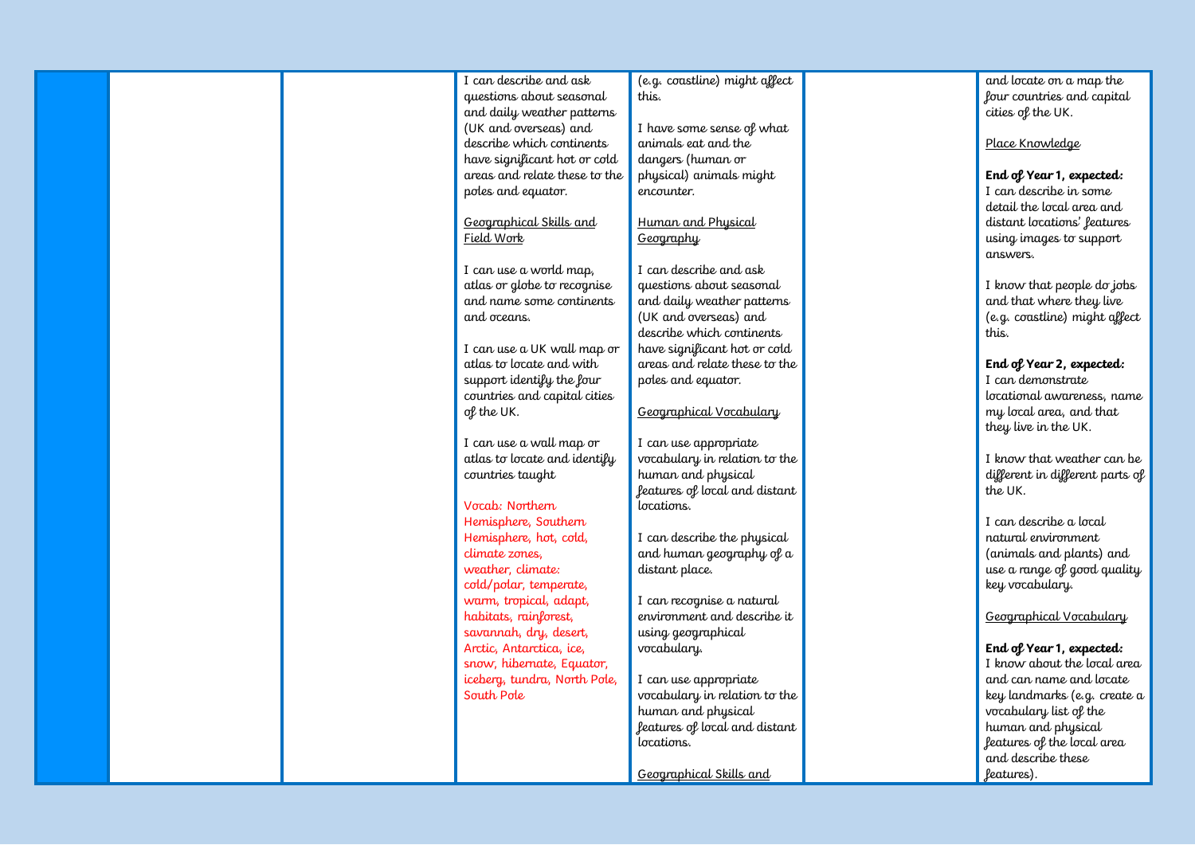| | | | | | | |
|---|---|---|---|---|---|---|
| | | | I can describe and ask questions about seasonal and daily weather patterns (UK and overseas) and describe which continents have significant hot or cold areas and relate these to the poles and equator.<br><br>Geographical Skills and Field Work<br><br>I can use a world map, atlas or globe to recognise and name some continents and oceans.<br><br>I can use a UK wall map or atlas to locate and with support identify the four countries and capital cities of the UK.<br><br>I can use a wall map or atlas to locate and identify countries taught<br><br>Vocab: Northern Hemisphere, Southern Hemisphere, hot, cold, climate zones, weather, climate: cold/polar, temperate, warm, tropical, adapt, habitats, rainforest, savannah, dry, desert, Arctic, Antarctica, ice, snow, hibernate, Equator, iceberg, tundra, North Pole, South Pole | (e.g. coastline) might affect this.<br><br>I have some sense of what animals eat and the dangers (human or physical) animals might encounter.<br><br>Human and Physical Geography<br><br>I can describe and ask questions about seasonal and daily weather patterns (UK and overseas) and describe which continents have significant hot or cold areas and relate these to the poles and equator.<br><br>Geographical Vocabulary<br><br>I can use appropriate vocabulary in relation to the human and physical features of local and distant locations.<br><br>I can describe the physical and human geography of a distant place.<br><br>I can recognise a natural environment and describe it using geographical vocabulary.<br><br>I can use appropriate vocabulary in relation to the human and physical features of local and distant locations.<br><br>Geographical Skills and | | and locate on a map the four countries and capital cities of the UK.<br><br>Place Knowledge<br><br>**End of Year 1, expected:**<br>I can describe in some detail the local area and distant locations' features using images to support answers.<br><br>I know that people do jobs and that where they live (e.g. coastline) might affect this.<br><br>**End of Year 2, expected:**<br>I can demonstrate locational awareness, name my local area, and that they live in the UK.<br><br>I know that weather can be different in different parts of the UK.<br><br>I can describe a local natural environment (animals and plants) and use a range of good quality key vocabulary.<br><br>Geographical Vocabulary<br><br>**End of Year 1, expected:**<br>I know about the local area and can name and locate key landmarks (e.g. create a vocabulary list of the human and physical features of the local area and describe these features). |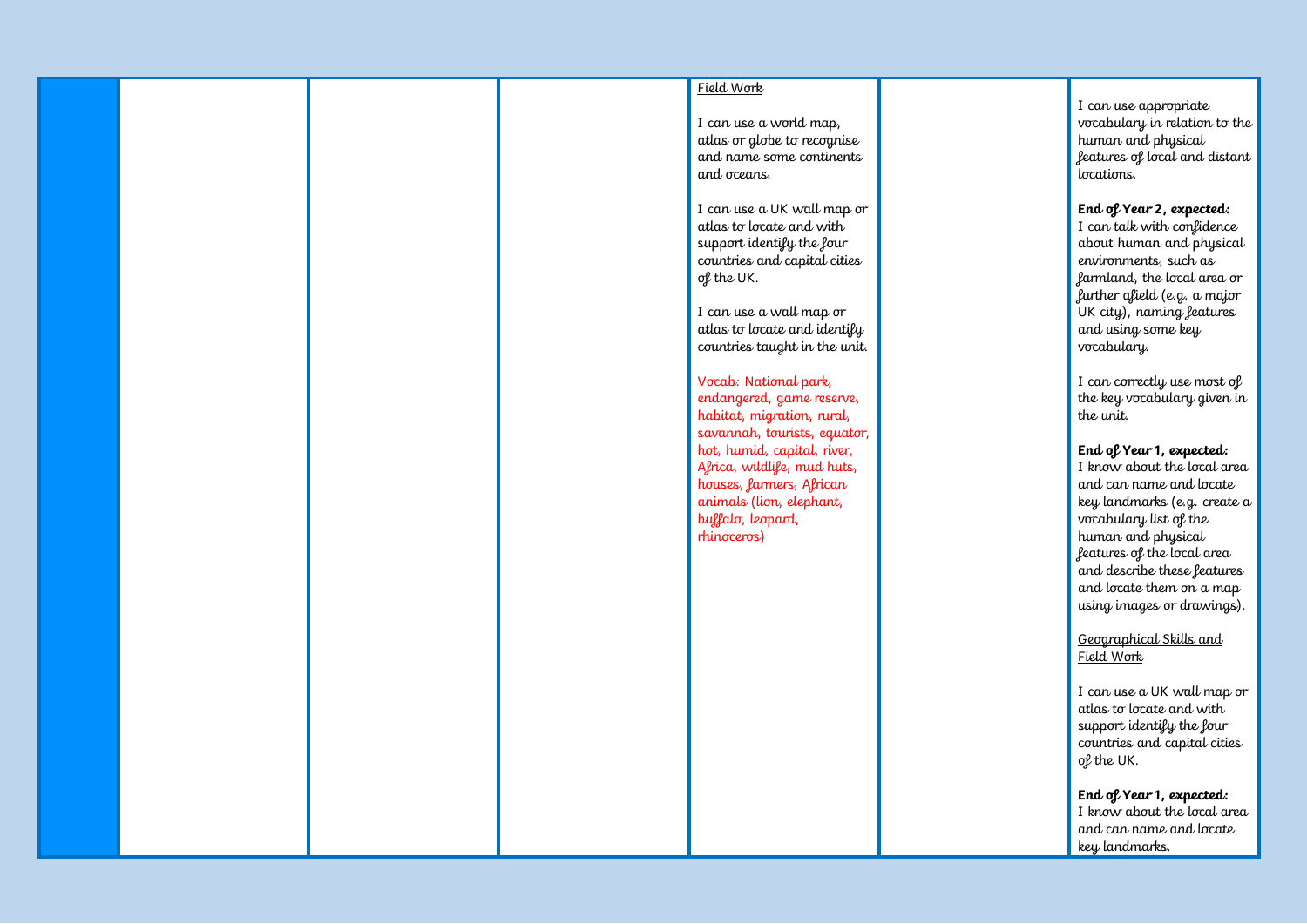| | | | | | | |
|---|---|---|---|---|---|---|
| | | | | Field Work<br><br>I can use a world map, atlas or globe to recognise and name some continents and oceans.<br><br>I can use a UK wall map or atlas to locate and with support identify the four countries and capital cities of the UK.<br><br>I can use a wall map or atlas to locate and identify countries taught in the unit.<br><br>Vocab: National park, endangered, game reserve, habitat, migration, rural, savannah, tourists, equator, hot, humid, capital, river, Africa, wildlife, mud huts, houses, farmers, African animals (lion, elephant, buffalo, leopard, rhinoceros) | | I can use appropriate vocabulary in relation to the human and physical features of local and distant locations.<br><br>**End of Year 2, expected:**<br>I can talk with confidence about human and physical environments, such as farmland, the local area or further afield (e.g. a major UK city), naming features and using some key vocabulary.<br><br>I can correctly use most of the key vocabulary given in the unit.<br><br>**End of Year 1, expected:**<br>I know about the local area and can name and locate key landmarks (e.g. create a vocabulary list of the human and physical features of the local area and describe these features and locate them on a map using images or drawings).<br><br>Geographical Skills and Field Work<br><br>I can use a UK wall map or atlas to locate and with support identify the four countries and capital cities of the UK.<br><br>**End of Year 1, expected:**<br>I know about the local area and can name and locate key landmarks. |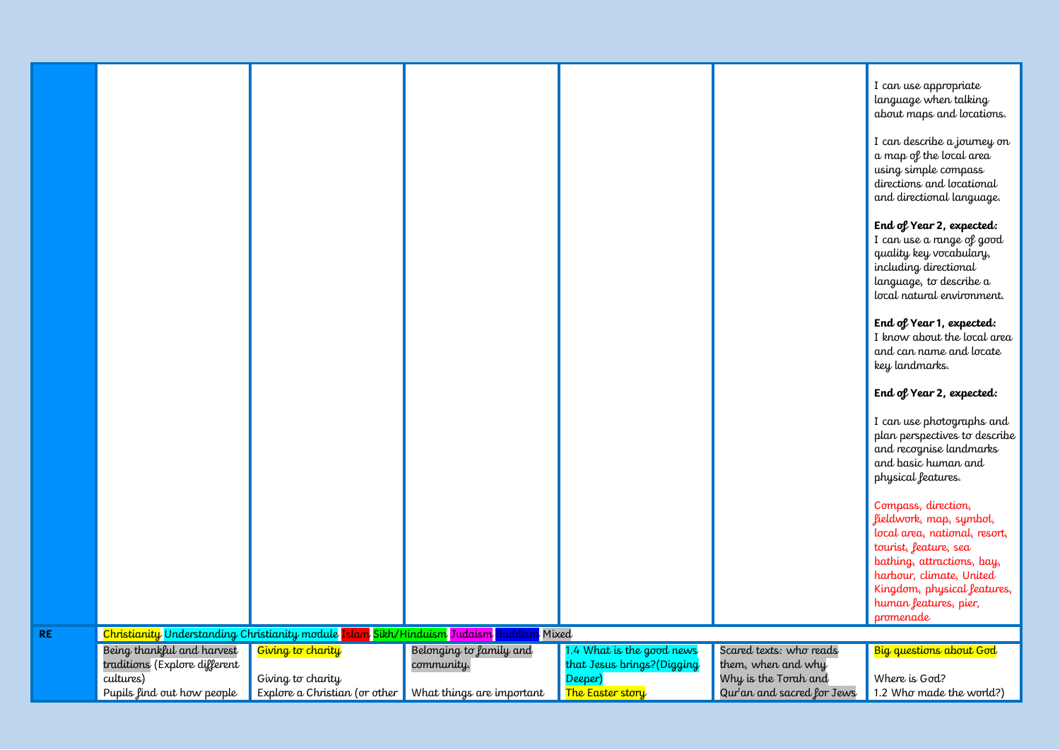|  |  |  |  |  |  |  |
|---|---|---|---|---|---|---|
|  |  |  |  |  |  | I can use appropriate language when talking about maps and locations.<br><br>I can describe a journey on a map of the local area using simple compass directions and locational and directional language.<br><br>**End of Year 2, expected:** I can use a range of good quality key vocabulary, including directional language, to describe a local natural environment.<br><br>**End of Year 1, expected:** I know about the local area and can name and locate key landmarks.<br><br>**End of Year 2, expected:**<br><br>I can use photographs and plan perspectives to describe and recognise landmarks and basic human and physical features.<br><br>Compass, direction, fieldwork, map, symbol, local area, national, resort, tourist, feature, sea bathing, attractions, bay, harbour, climate, United Kingdom, physical features, human features, pier, promenade |
| **RE** | Christianity Understanding Christianity module Islam Sikh/Hinduism Judaism Buddism Mixed |  |  |  |  |  |
|  | Being thankful and harvest traditions (Explore different cultures)<br>Pupils find out how people | Giving to charity<br><br>Giving to charity<br>Explore a Christian (or other | Belonging to family and community.<br><br>What things are important | 1.4 What is the good news that Jesus brings?(Digging Deeper)<br>The Easter story | Scared texts: who reads them, when and why<br>Why is the Torah and Qur'an and sacred for Jews | Big questions about God<br><br>Where is God?<br>1.2 Who made the world?) |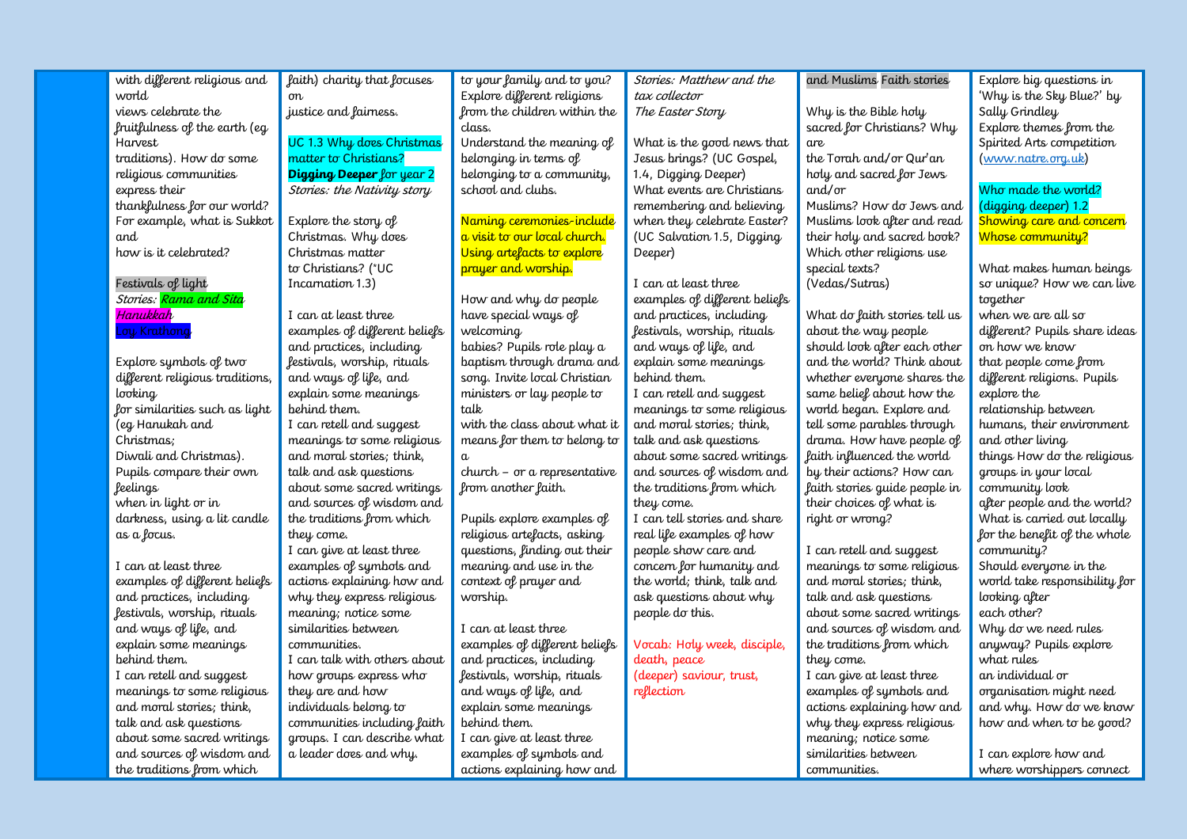| | | | | | | |
|---|---|---|---|---|---|---|
| | with different religious and world views celebrate the fruitfulness of the earth (eg Harvest traditions). How do some religious communities express their thankfulness for our world? For example, what is Sukkot and how is it celebrated?<br><br>Festivals of light<br>*Stories: Rama and Sita*<br>*Hanukkah*<br>Loy Krathong<br><br>Explore symbols of two different religious traditions, looking for similarities such as light (eg Hanukah and Christmas; Diwali and Christmas). Pupils compare their own feelings when in light or in darkness, using a lit candle as a focus.<br><br>I can at least three examples of different beliefs and practices, including festivals, worship, rituals and ways of life, and explain some meanings behind them.<br>I can retell and suggest meanings to some religious and moral stories; think, talk and ask questions about some sacred writings and sources of wisdom and the traditions from which | faith) charity that focuses on justice and fairness.<br><br>UC 1.3 Why does Christmas matter to Christians?<br>**Digging Deeper** for year 2<br>*Stories: the Nativity story*<br><br>Explore the story of Christmas. Why does Christmas matter to Christians? (*UC Incarnation 1.3)<br><br>I can at least three examples of different beliefs and practices, including festivals, worship, rituals and ways of life, and explain some meanings behind them.<br>I can retell and suggest meanings to some religious and moral stories; think, talk and ask questions about some sacred writings and sources of wisdom and the traditions from which they come.<br>I can give at least three examples of symbols and actions explaining how and why they express religious meaning; notice some similarities between communities.<br>I can talk with others about how groups express who they are and how individuals belong to communities including faith groups. I can describe what a leader does and why. | to your family and to you? Explore different religions from the children within the class.<br>Understand the meaning of belonging in terms of belonging to a community, school and clubs.<br><br>Naming ceremonies-include a visit to our local church. Using artefacts to explore prayer and worship.<br><br>How and why do people have special ways of welcoming babies? Pupils role play a baptism through drama and song. Invite local Christian ministers or lay people to talk with the class about what it means for them to belong to a church – or a representative from another faith.<br><br>Pupils explore examples of religious artefacts, asking questions, finding out their meaning and use in the context of prayer and worship.<br><br>I can at least three examples of different beliefs and practices, including festivals, worship, rituals and ways of life, and explain some meanings behind them.<br>I can give at least three examples of symbols and actions explaining how and | *Stories: Matthew and the tax collector*<br>*The Easter Story*<br><br>What is the good news that Jesus brings? (UC Gospel, 1.4, Digging Deeper)<br>What events are Christians remembering and believing when they celebrate Easter? (UC Salvation 1.5, Digging Deeper)<br><br>I can at least three examples of different beliefs and practices, including festivals, worship, rituals and ways of life, and explain some meanings behind them.<br>I can retell and suggest meanings to some religious and moral stories; think, talk and ask questions about some sacred writings and sources of wisdom and the traditions from which they come.<br>I can tell stories and share real life examples of how people show care and concern for humanity and the world; think, talk and ask questions about why people do this.<br><br>Vocab: Holy week, disciple, death, peace (deeper) saviour, trust, reflection | and Muslims Faith stories<br><br>Why is the Bible holy sacred for Christians? Why are the Torah and/or Qur'an holy and sacred for Jews and/or Muslims? How do Jews and Muslims look after and read their holy and sacred book? Which other religions use special texts? (Vedas/Sutras)<br><br>What do faith stories tell us about the way people should look after each other and the world? Think about whether everyone shares the same belief about how the world began. Explore and tell some parables through drama. How have people of faith influenced the world by their actions? How can faith stories guide people in their choices of what is right or wrong?<br><br>I can retell and suggest meanings to some religious and moral stories; think, talk and ask questions about some sacred writings and sources of wisdom and the traditions from which they come.<br>I can give at least three examples of symbols and actions explaining how and why they express religious meaning; notice some similarities between communities. | Explore big questions in 'Why is the Sky Blue?' by Sally Grindley<br>Explore themes from the Spirited Arts competition (www.natre.org.uk)<br><br>Who made the world? (digging deeper) 1.2<br>Showing care and concern<br>Whose community?<br><br>What makes human beings so unique? How we can live together when we are all so different? Pupils share ideas on how we know that people come from different religions. Pupils explore the relationship between humans, their environment and other living things How do the religious groups in your local community look after people and the world? What is carried out locally for the benefit of the whole community?<br>Should everyone in the world take responsibility for looking after each other?<br>Why do we need rules anyway? Pupils explore what rules an individual or organisation might need and why. How do we know how and when to be good?<br><br>I can explore how and where worshippers connect |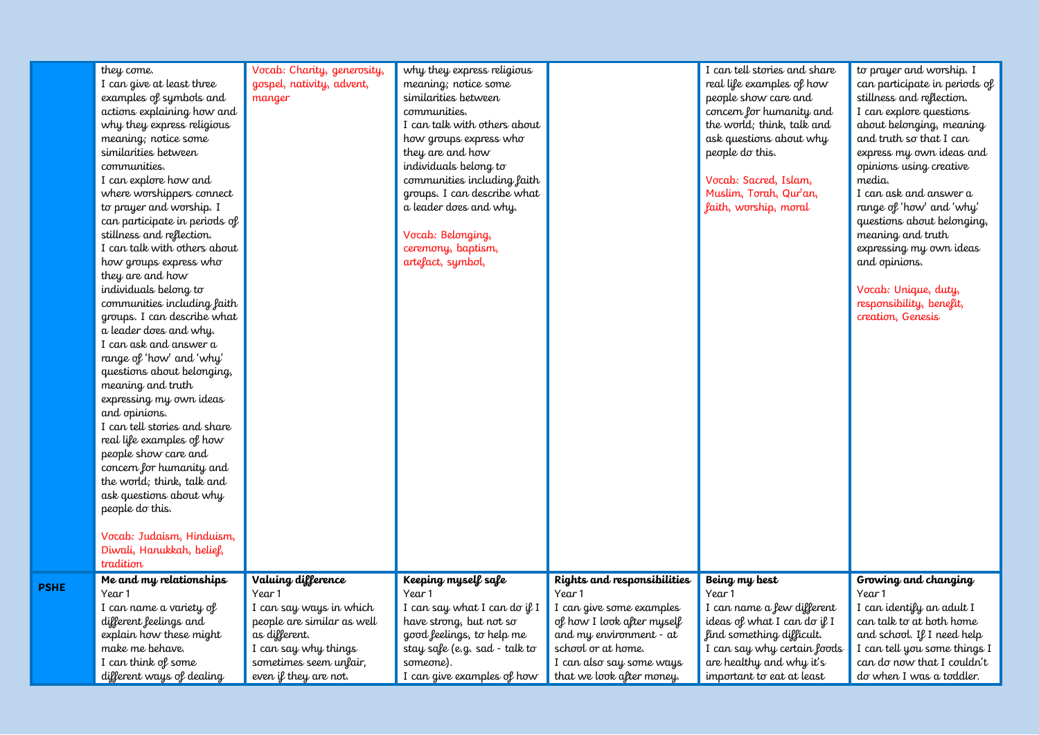|  |  |  |  |  |  |  |
|---|---|---|---|---|---|---|
|  | they come.<br>I can give at least three examples of symbols and actions explaining how and why they express religious meaning; notice some similarities between communities.<br>I can explore how and where worshippers connect to prayer and worship. I can participate in periods of stillness and reflection.<br>I can talk with others about how groups express who they are and how individuals belong to communities including faith groups. I can describe what a leader does and why.<br>I can ask and answer a range of 'how' and 'why' questions about belonging, meaning and truth expressing my own ideas and opinions.<br>I can tell stories and share real life examples of how people show care and concern for humanity and the world; think, talk and ask questions about why people do this.<br><br>Vocab: Judaism, Hinduism, Diwali, Hanukkah, belief, tradition | Vocab: Charity, generosity, gospel, nativity, advent, manger | why they express religious meaning; notice some similarities between communities.<br>I can talk with others about how groups express who they are and how individuals belong to communities including faith groups. I can describe what a leader does and why.<br><br>Vocab: Belonging, ceremony, baptism, artefact, symbol, |  | I can tell stories and share real life examples of how people show care and concern for humanity and the world; think, talk and ask questions about why people do this.<br><br>Vocab: Sacred, Islam, Muslim, Torah, Qur'an, faith, worship, moral | to prayer and worship. I can participate in periods of stillness and reflection.<br>I can explore questions about belonging, meaning and truth so that I can express my own ideas and opinions using creative media.<br>I can ask and answer a range of 'how' and 'why' questions about belonging, meaning and truth expressing my own ideas and opinions.<br><br>Vocab: Unique, duty, responsibility, benefit, creation, Genesis |
| **PSHE** | **Me and my relationships**<br>Year 1<br>I can name a variety of different feelings and explain how these might make me behave.<br>I can think of some different ways of dealing | **Valuing difference**<br>Year 1<br>I can say ways in which people are similar as well as different.<br>I can say why things sometimes seem unfair, even if they are not. | **Keeping myself safe**<br>Year 1<br>I can say what I can do if I have strong, but not so good feelings, to help me stay safe (e.g. sad - talk to someone).<br>I can give examples of how | **Rights and responsibilities**<br>Year 1<br>I can give some examples of how I look after myself and my environment - at school or at home.<br>I can also say some ways that we look after money. | **Being my best**<br>Year 1<br>I can name a few different ideas of what I can do if I find something difficult.<br>I can say why certain foods are healthy and why it's important to eat at least | **Growing and changing**<br>Year 1<br>I can identify an adult I can talk to at both home and school. If I need help I can tell you some things I can do now that I couldn't do when I was a toddler. |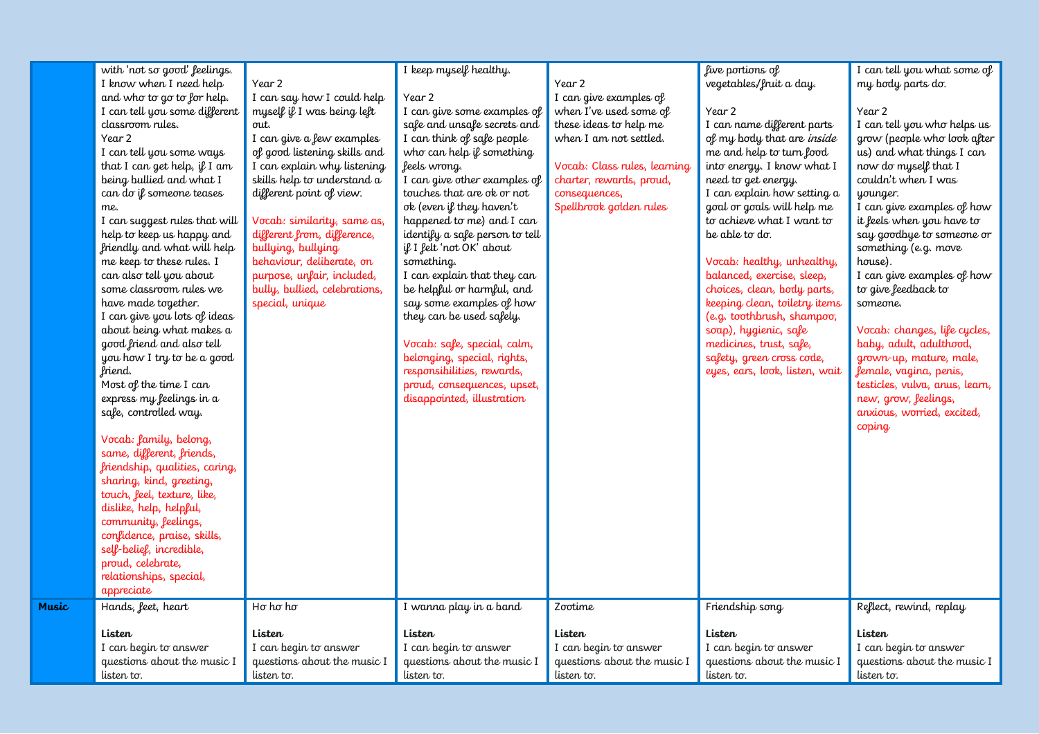| | | | | | | |
|---|---|---|---|---|---|---|
| | with 'not so good' feelings.<br>I know when I need help and who to go to for help.<br>I can tell you some different classroom rules.<br>Year 2<br>I can tell you some ways that I can get help, if I am being bullied and what I can do if someone teases me.<br>I can suggest rules that will help to keep us happy and friendly and what will help me keep to these rules. I can also tell you about some classroom rules we have made together.<br>I can give you lots of ideas about being what makes a good friend and also tell you how I try to be a good friend.<br>Most of the time I can express my feelings in a safe, controlled way.<br><br>Vocab: family, belong, same, different, friends, friendship, qualities, caring, sharing, kind, greeting, touch, feel, texture, like, dislike, help, helpful, community, feelings, confidence, praise, skills, self-belief, incredible, proud, celebrate, relationships, special, appreciate | Year 2<br>I can say how I could help myself if I was being left out.<br>I can give a few examples of good listening skills and I can explain why listening skills help to understand a different point of view.<br><br>Vocab: similarity, same as, different from, difference, bullying, bullying behaviour, deliberate, on purpose, unfair, included, bully, bullied, celebrations, special, unique | I keep myself healthy.<br><br>Year 2<br>I can give some examples of safe and unsafe secrets and I can think of safe people who can help if something feels wrong.<br>I can give other examples of touches that are ok or not ok (even if they haven't happened to me) and I can identify a safe person to tell if I felt 'not OK' about something.<br>I can explain that they can be helpful or harmful, and say some examples of how they can be used safely.<br><br>Vocab: safe, special, calm, belonging, special, rights, responsibilities, rewards, proud, consequences, upset, disappointed, illustration | Year 2<br>I can give examples of when I've used some of these ideas to help me when I am not settled.<br><br>Vocab: Class rules, learning charter, rewards, proud, consequences, Spellbrook golden rules | five portions of vegetables/fruit a day.<br><br>Year 2<br>I can name different parts of my body that are *inside* me and help to turn food into energy. I know what I need to get energy.<br>I can explain how setting a goal or goals will help me to achieve what I want to be able to do.<br><br>Vocab: healthy, unhealthy, balanced, exercise, sleep, choices, clean, body parts, keeping clean, toiletry items (e.g. toothbrush, shampoo, soap), hygienic, safe medicines, trust, safe, safety, green cross code, eyes, ears, look, listen, wait | I can tell you what some of my body parts do.<br><br>Year 2<br>I can tell you who helps us grow (people who look after us) and what things I can now do myself that I couldn't when I was younger.<br>I can give examples of how it feels when you have to say goodbye to someone or something (e.g. move house).<br>I can give examples of how to give feedback to someone.<br><br>Vocab: changes, life cycles, baby, adult, adulthood, grown-up, mature, male, female, vagina, penis, testicles, vulva, anus, learn, new, grow, feelings, anxious, worried, excited, coping |
| **Music** | Hands, feet, heart<br><br>**Listen**<br>I can begin to answer questions about the music I listen to. | Ho ho ho<br><br>**Listen**<br>I can begin to answer questions about the music I listen to. | I wanna play in a band<br><br>**Listen**<br>I can begin to answer questions about the music I listen to. | Zootime<br><br>**Listen**<br>I can begin to answer questions about the music I listen to. | Friendship song<br><br>**Listen**<br>I can begin to answer questions about the music I listen to. | Reflect, rewind, replay<br><br>**Listen**<br>I can begin to answer questions about the music I listen to. |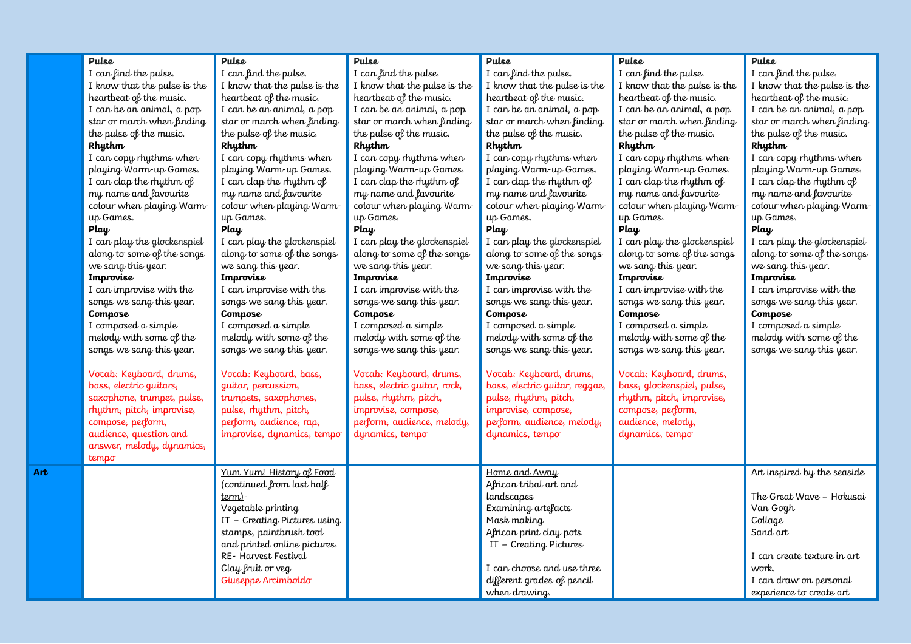| | | | | | | |
|---|---|---|---|---|---|---|
| | **Pulse** I can find the pulse. I know that the pulse is the heartbeat of the music. I can be an animal, a pop star or march when finding the pulse of the music. **Rhythm** I can copy rhythms when playing Warm-up Games. I can clap the rhythm of my name and favourite colour when playing Warm-up Games. **Play** I can play the glockenspiel along to some of the songs we sang this year. **Improvise** I can improvise with the songs we sang this year. **Compose** I composed a simple melody with some of the songs we sang this year. Vocab: Keyboard, drums, bass, electric guitars, saxophone, trumpet, pulse, rhythm, pitch, improvise, compose, perform, audience, question and answer, melody, dynamics, tempo | **Pulse** I can find the pulse. I know that the pulse is the heartbeat of the music. I can be an animal, a pop star or march when finding the pulse of the music. **Rhythm** I can copy rhythms when playing Warm-up Games. I can clap the rhythm of my name and favourite colour when playing Warm-up Games. **Play** I can play the glockenspiel along to some of the songs we sang this year. **Improvise** I can improvise with the songs we sang this year. **Compose** I composed a simple melody with some of the songs we sang this year. Vocab: Keyboard, bass, guitar, percussion, trumpets, saxophones, pulse, rhythm, pitch, perform, audience, rap, improvise, dynamics, tempo | **Pulse** I can find the pulse. I know that the pulse is the heartbeat of the music. I can be an animal, a pop star or march when finding the pulse of the music. **Rhythm** I can copy rhythms when playing Warm-up Games. I can clap the rhythm of my name and favourite colour when playing Warm-up Games. **Play** I can play the glockenspiel along to some of the songs we sang this year. **Improvise** I can improvise with the songs we sang this year. **Compose** I composed a simple melody with some of the songs we sang this year. Vocab: Keyboard, drums, bass, electric guitar, rock, pulse, rhythm, pitch, improvise, compose, perform, audience, melody, dynamics, tempo | **Pulse** I can find the pulse. I know that the pulse is the heartbeat of the music. I can be an animal, a pop star or march when finding the pulse of the music. **Rhythm** I can copy rhythms when playing Warm-up Games. I can clap the rhythm of my name and favourite colour when playing Warm-up Games. **Play** I can play the glockenspiel along to some of the songs we sang this year. **Improvise** I can improvise with the songs we sang this year. **Compose** I composed a simple melody with some of the songs we sang this year. Vocab: Keyboard, drums, bass, electric guitar, reggae, pulse, rhythm, pitch, improvise, compose, perform, audience, melody, dynamics, tempo | **Pulse** I can find the pulse. I know that the pulse is the heartbeat of the music. I can be an animal, a pop star or march when finding the pulse of the music. **Rhythm** I can copy rhythms when playing Warm-up Games. I can clap the rhythm of my name and favourite colour when playing Warm-up Games. **Play** I can play the glockenspiel along to some of the songs we sang this year. **Improvise** I can improvise with the songs we sang this year. **Compose** I composed a simple melody with some of the songs we sang this year. Vocab: Keyboard, drums, bass, glockenspiel, pulse, rhythm, pitch, improvise, compose, perform, audience, melody, dynamics, tempo | **Pulse** I can find the pulse. I know that the pulse is the heartbeat of the music. I can be an animal, a pop star or march when finding the pulse of the music. **Rhythm** I can copy rhythms when playing Warm-up Games. I can clap the rhythm of my name and favourite colour when playing Warm-up Games. **Play** I can play the glockenspiel along to some of the songs we sang this year. **Improvise** I can improvise with the songs we sang this year. **Compose** I composed a simple melody with some of the songs we sang this year. |
| **Art** | | Yum Yum! History of Food (continued from last half term)- Vegetable printing IT – Creating Pictures using stamps, paintbrush tool and printed online pictures. RE- Harvest Festival Clay fruit or veg Giuseppe Arcimboldo | | Home and Away African tribal art and landscapes Examining artefacts Mask making African print clay pots IT – Creating Pictures I can choose and use three different grades of pencil when drawing. | | Art inspired by the seaside The Great Wave – Hokusai Van Gogh Collage Sand art I can create texture in art work. I can draw on personal experience to create art |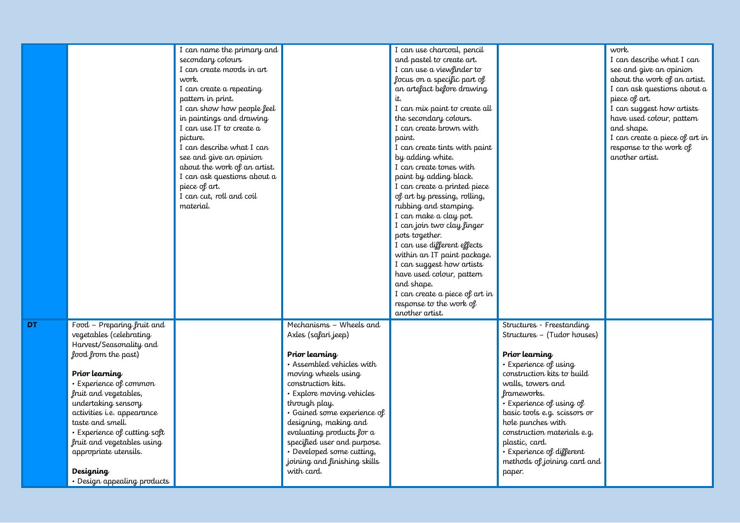| | | | | | | |
|---|---|---|---|---|---|---|
| | | I can name the primary and secondary colours<br>I can create moods in art work.<br>I can create a repeating pattern in print.<br>I can show how people feel in paintings and drawing<br>I can use IT to create a picture.<br>I can describe what I can see and give an opinion about the work of an artist.<br>I can ask questions about a piece of art.<br>I can cut, roll and coil material. | | I can use charcoal, pencil and pastel to create art.<br>I can use a viewfinder to focus on a specific part of an artefact before drawing it.<br>I can mix paint to create all the secondary colours.<br>I can create brown with paint.<br>I can create tints with paint by adding white.<br>I can create tones with paint by adding black.<br>I can create a printed piece of art by pressing, rolling, rubbing and stamping.<br>I can make a clay pot.<br>I can join two clay finger pots together.<br>I can use different effects within an IT paint package.<br>I can suggest how artists have used colour, pattern and shape.<br>I can create a piece of art in response to the work of another artist. | | work.<br>I can describe what I can see and give an opinion about the work of an artist.<br>I can ask questions about a piece of art.<br>I can suggest how artists have used colour, pattern and shape.<br>I can create a piece of art in response to the work of another artist. |
| **DT** | Food – Preparing fruit and vegetables (celebrating Harvest/Seasonality and food from the past)<br><br>**Prior learning**<br>• Experience of common fruit and vegetables, undertaking sensory activities i.e. appearance taste and smell.<br>• Experience of cutting soft fruit and vegetables using appropriate utensils.<br><br>**Designing**<br>• Design appealing products | | Mechanisms – Wheels and Axles (safari jeep)<br><br>**Prior learning**<br>• Assembled vehicles with moving wheels using construction kits.<br>• Explore moving vehicles through play.<br>• Gained some experience of designing, making and evaluating products for a specified user and purpose.<br>• Developed some cutting, joining and finishing skills with card. | | Structures - Freestanding Structures – (Tudor houses)<br><br>**Prior learning**<br>• Experience of using construction kits to build walls, towers and frameworks.<br>• Experience of using of basic tools e.g. scissors or hole punches with construction materials e.g. plastic, card.<br>• Experience of different methods of joining card and paper. | |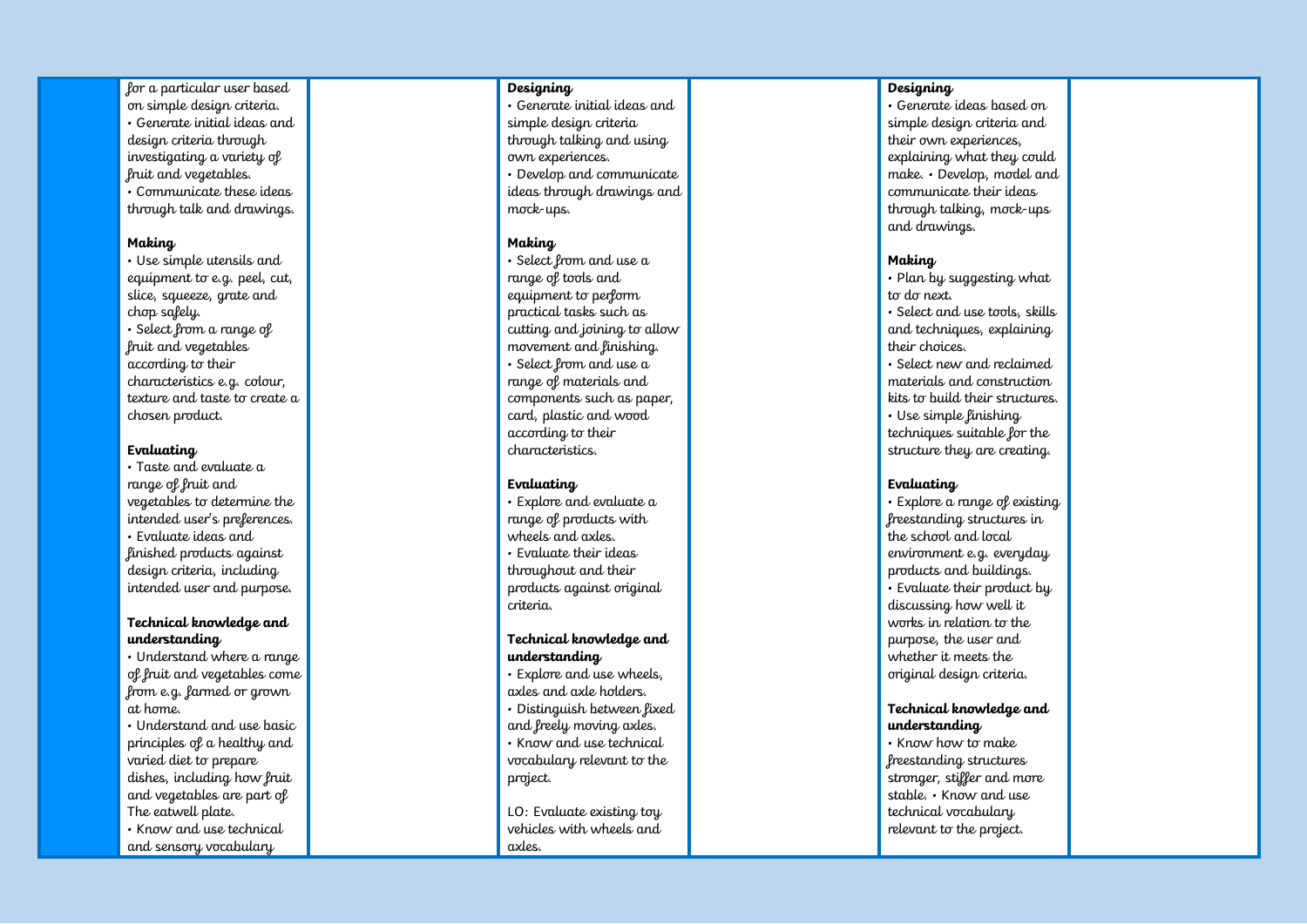| | | | | | | |
|---|---|---|---|---|---|---|
| | for a particular user based on simple design criteria.<br>• Generate initial ideas and design criteria through investigating a variety of fruit and vegetables.<br>• Communicate these ideas through talk and drawings.<br><br>**Making**<br>• Use simple utensils and equipment to e.g. peel, cut, slice, squeeze, grate and chop safely.<br>• Select from a range of fruit and vegetables according to their characteristics e.g. colour, texture and taste to create a chosen product.<br><br>**Evaluating**<br>• Taste and evaluate a range of fruit and vegetables to determine the intended user's preferences.<br>• Evaluate ideas and finished products against design criteria, including intended user and purpose.<br><br>**Technical knowledge and understanding**<br>• Understand where a range of fruit and vegetables come from e.g. farmed or grown at home.<br>• Understand and use basic principles of a healthy and varied diet to prepare dishes, including how fruit and vegetables are part of The eatwell plate.<br>• Know and use technical and sensory vocabulary | | **Designing**<br>• Generate initial ideas and simple design criteria through talking and using own experiences.<br>• Develop and communicate ideas through drawings and mock-ups.<br><br>**Making**<br>• Select from and use a range of tools and equipment to perform practical tasks such as cutting and joining to allow movement and finishing.<br>• Select from and use a range of materials and components such as paper, card, plastic and wood according to their characteristics.<br><br>**Evaluating**<br>• Explore and evaluate a range of products with wheels and axles.<br>• Evaluate their ideas throughout and their products against original criteria.<br><br>**Technical knowledge and understanding**<br>• Explore and use wheels, axles and axle holders.<br>• Distinguish between fixed and freely moving axles.<br>• Know and use technical vocabulary relevant to the project.<br><br>LO: Evaluate existing toy vehicles with wheels and axles. | | **Designing**<br>• Generate ideas based on simple design criteria and their own experiences, explaining what they could make. • Develop, model and communicate their ideas through talking, mock-ups and drawings.<br><br>**Making**<br>• Plan by suggesting what to do next.<br>• Select and use tools, skills and techniques, explaining their choices.<br>• Select new and reclaimed materials and construction kits to build their structures.<br>• Use simple finishing techniques suitable for the structure they are creating.<br><br>**Evaluating**<br>• Explore a range of existing freestanding structures in the school and local environment e.g. everyday products and buildings.<br>• Evaluate their product by discussing how well it works in relation to the purpose, the user and whether it meets the original design criteria.<br><br>**Technical knowledge and understanding**<br>• Know how to make freestanding structures stronger, stiffer and more stable. • Know and use technical vocabulary relevant to the project. | |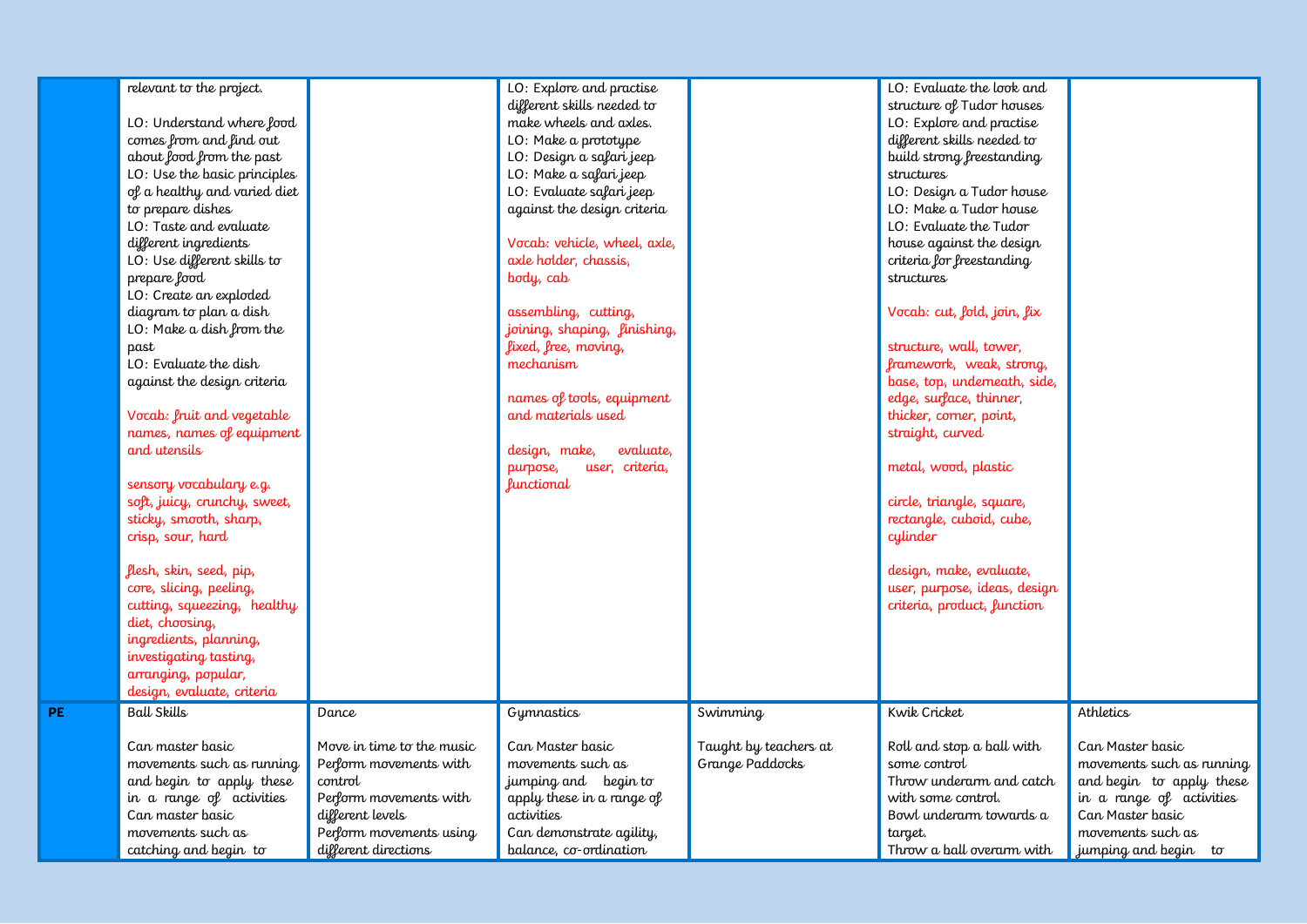| | | | | | | |
|---|---|---|---|---|---|---|
| | relevant to the project.<br><br>LO: Understand where food comes from and find out about food from the past<br>LO: Use the basic principles of a healthy and varied diet to prepare dishes<br>LO: Taste and evaluate different ingredients<br>LO: Use different skills to prepare food<br>LO: Create an exploded diagram to plan a dish<br>LO: Make a dish from the past<br>LO: Evaluate the dish against the design criteria<br><br>Vocab: fruit and vegetable names, names of equipment and utensils<br><br>sensory vocabulary e.g. soft, juicy, crunchy, sweet, sticky, smooth, sharp, crisp, sour, hard<br><br>flesh, skin, seed, pip, core, slicing, peeling, cutting, squeezing, healthy diet, choosing, ingredients, planning, investigating tasting, arranging, popular, design, evaluate, criteria | | LO: Explore and practise different skills needed to make wheels and axles.<br>LO: Make a prototype<br>LO: Design a safari jeep<br>LO: Make a safari jeep<br>LO: Evaluate safari jeep against the design criteria<br><br>Vocab: vehicle, wheel, axle, axle holder, chassis, body, cab<br><br>assembling, cutting, joining, shaping, finishing, fixed, free, moving, mechanism<br><br>names of tools, equipment and materials used<br><br>design, make, evaluate, purpose, user, criteria, functional | | LO: Evaluate the look and structure of Tudor houses<br>LO: Explore and practise different skills needed to build strong freestanding structures<br>LO: Design a Tudor house<br>LO: Make a Tudor house<br>LO: Evaluate the Tudor house against the design criteria for freestanding structures<br><br>Vocab: cut, fold, join, fix<br><br>structure, wall, tower, framework, weak, strong, base, top, underneath, side, edge, surface, thinner, thicker, corner, point, straight, curved<br><br>metal, wood, plastic<br><br>circle, triangle, square, rectangle, cuboid, cube, cylinder<br><br>design, make, evaluate, user, purpose, ideas, design criteria, product, function | |
| **PE** | Ball Skills<br><br>Can master basic movements such as running and begin to apply these in a range of activities<br>Can master basic movements such as catching and begin to | Dance<br><br>Move in time to the music<br>Perform movements with control<br>Perform movements with different levels<br>Perform movements using different directions | Gymnastics<br><br>Can Master basic movements such as jumping and begin to apply these in a range of activities<br>Can demonstrate agility, balance, co-ordination | Swimming<br><br>Taught by teachers at Grange Paddocks | Kwik Cricket<br><br>Roll and stop a ball with some control<br>Throw underarm and catch with some control.<br>Bowl underarm towards a target.<br>Throw a ball overarm with | Athletics<br><br>Can Master basic movements such as running and begin to apply these in a range of activities<br>Can Master basic movements such as jumping and begin to |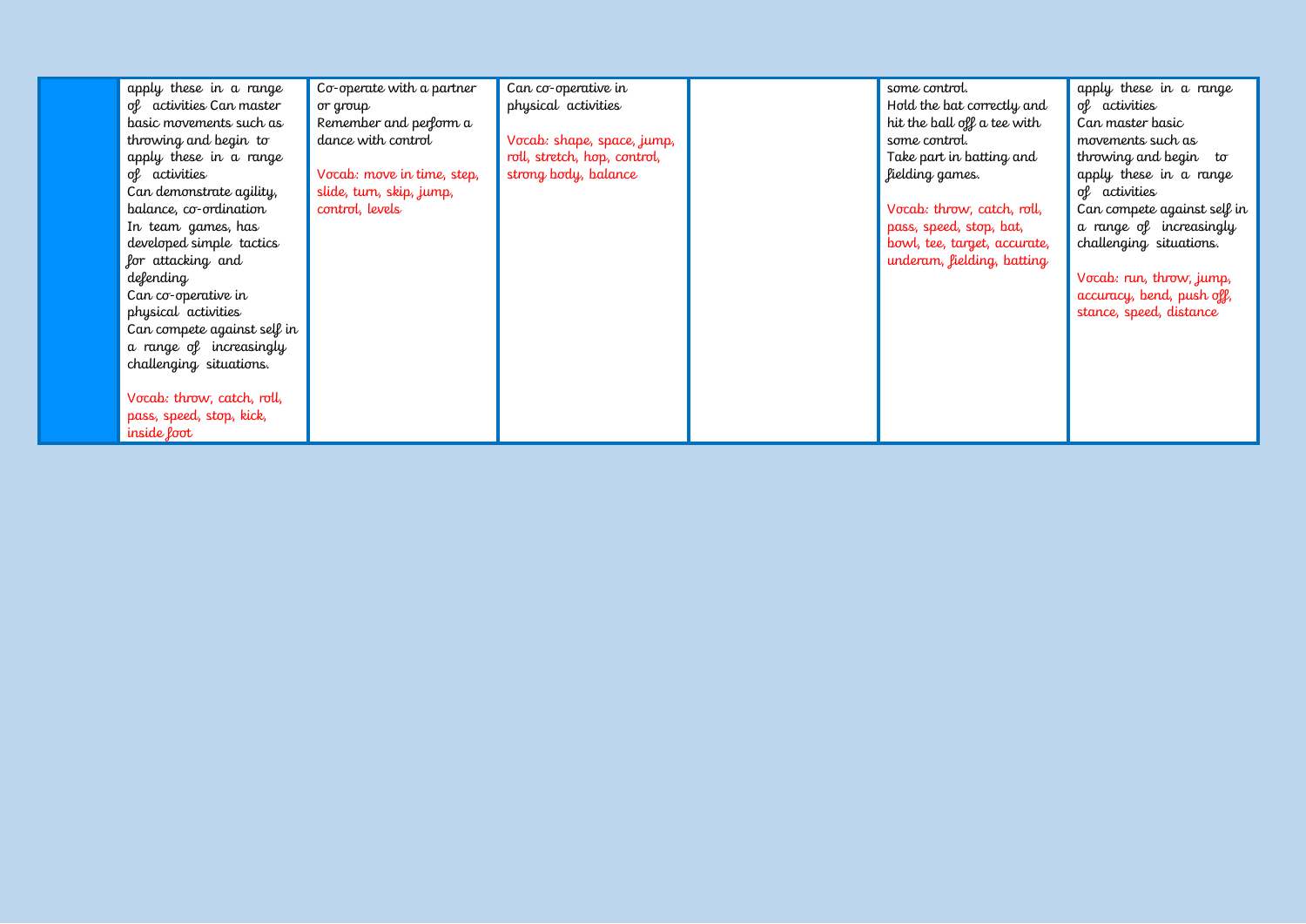|  | apply these in a range of activities Can master basic movements such as throwing and begin to apply these in a range of activities<br>Can demonstrate agility, balance, co-ordination<br>In team games, has developed simple tactics for attacking and defending<br>Can co-operative in physical activities<br>Can compete against self in a range of increasingly challenging situations.<br><br>Vocab: throw, catch, roll, pass, speed, stop, kick, inside foot | Co-operate with a partner or group<br>Remember and perform a dance with control<br><br>Vocab: move in time, step, slide, turn, skip, jump, control, levels | Can co-operative in physical activities<br><br>Vocab: shape, space, jump, roll, stretch, hop, control, strong body, balance |  | some control.<br>Hold the bat correctly and hit the ball off a tee with some control.<br>Take part in batting and fielding games.<br><br>Vocab: throw, catch, roll, pass, speed, stop, bat, bowl, tee, target, accurate, underam, fielding, batting | apply these in a range of activities<br>Can master basic movements such as throwing and begin to apply these in a range of activities<br>Can compete against self in a range of increasingly challenging situations.<br><br>Vocab: run, throw, jump, accuracy, bend, push off, stance, speed, distance |
|---|---|---|---|---|---|---|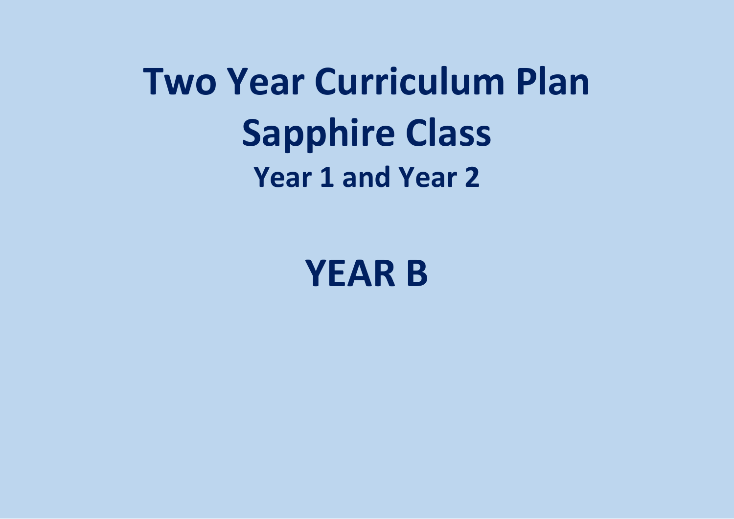# Two Year Curriculum Plan

# Sapphire Class

## Year 1 and Year 2

# YEAR B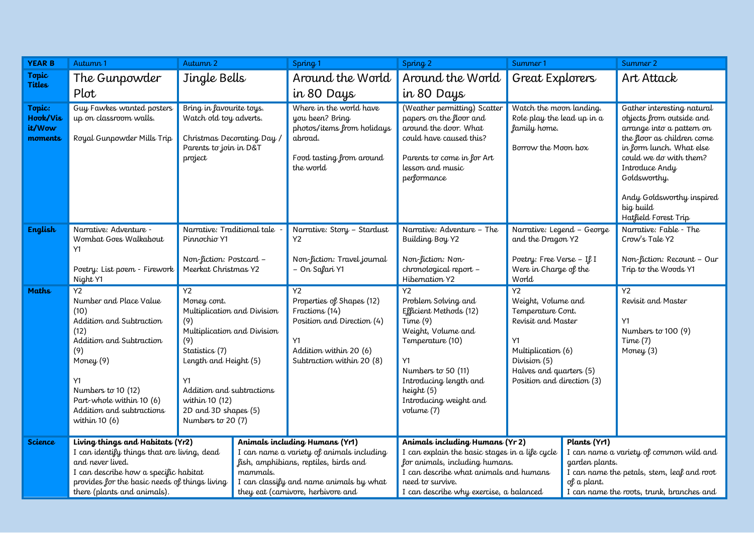| YEAR B | Autumn 1 | Autumn 2 | Spring 1 | Spring 2 | Summer 1 | Summer 2 |
|---|---|---|---|---|---|---|
| **Topic Titles** | The Gunpowder Plot | Jingle Bells | Around the World in 80 Days | Around the World in 80 Days | Great Explorers | Art Attack |
| **Topic: Hook/Visit/Wow moments** | Guy Fawkes wanted posters up on classroom walls.<br><br>Royal Gunpowder Mills Trip | Bring in favourite toys.<br>Watch old toy adverts.<br><br>Christmas Decorating Day / Parents to join in D&T project | Where in the world have you been? Bring photos/items from holidays abroad.<br><br>Food tasting from around the world | (Weather permitting) Scatter papers on the floor and around the door. What could have caused this?<br><br>Parents to come in for Art lesson and music performance | Watch the moon landing.<br>Role play the lead up in a family home.<br><br>Borrow the Moon box | Gather interesting natural objects from outside and arrange into a pattern on the floor as children come in form lunch. What else could we do with them? Introduce Andy Goldsworthy.<br><br>Andy Goldsworthy inspired big build<br>Hatfield Forest Trip |
| **English** | Narrative: Adventure - Wombat Goes Walkabout Y1<br><br>Poetry: List poem - Firework Night Y1 | Narrative: Traditional tale - Pinnochio Y1<br><br>Non-fiction: Postcard – Meerkat Christmas Y2 | Narrative: Story – Stardust Y2<br><br>Non-fiction: Travel journal – On Safari Y1 | Narrative: Adventure – The Building Boy Y2<br><br>Non-fiction: Non-chronological report – Hibernation Y2 | Narrative: Legend – George and the Dragon Y2<br><br>Poetry: Free Verse – If I Were in Charge of the World | Narrative: Fable - The Crow's Tale Y2<br><br>Non-fiction: Recount – Our Trip to the Woods Y1 |
| **Maths** | Y2<br>Number and Place Value (10)<br>Addition and Subtraction (12)<br>Addition and Subtraction (9)<br>Money (9)<br><br>Y1<br>Numbers to 10 (12)<br>Part-whole within 10 (6)<br>Addition and subtractions within 10 (6) | Y2<br>Money cont.<br>Multiplication and Division (9)<br>Multiplication and Division (9)<br>Statistics (7)<br>Length and Height (5)<br><br>Y1<br>Addition and subtractions within 10 (12)<br>2D and 3D shapes (5)<br>Numbers to 20 (7) | Y2<br>Properties of Shapes (12)<br>Fractions (14)<br>Position and Direction (4)<br><br>Y1<br>Addition within 20 (6)<br>Subtraction within 20 (8) | Y2<br>Problem Solving and Efficient Methods (12)<br>Time (9)<br>Weight, Volume and Temperature (10)<br><br>Y1<br>Numbers to 50 (11)<br>Introducing length and height (5)<br>Introducing weight and volume (7) | Y2<br>Weight, Volume and Temperature Cont.<br>Revisit and Master<br><br>Y1<br>Multiplication (6)<br>Division (5)<br>Halves and quarters (5)<br>Position and direction (3) | Y2<br>Revisit and Master<br><br>Y1<br>Numbers to 100 (9)<br>Time (7)<br>Money (3) |
| **Science** | **Living things and Habitats (Yr2)**<br>I can identify things that are living, dead and never lived.<br>I can describe how a specific habitat provides for the basic needs of things living there (plants and animals). | | **Animals including Humans (Yr1)**<br>I can name a variety of animals including fish, amphibians, reptiles, birds and mammals.<br>I can classify and name animals by what they eat (carnivore, herbivore and | **Animals including Humans (Yr 2)**<br>I can explain the basic stages in a life cycle for animals, including humans.<br>I can describe what animals and humans need to survive.<br>I can describe why exercise, a balanced | **Plants (Yr1)**<br>I can name a variety of common wild and garden plants.<br>I can name the petals, stem, leaf and root of a plant.<br>I can name the roots, trunk, branches and | |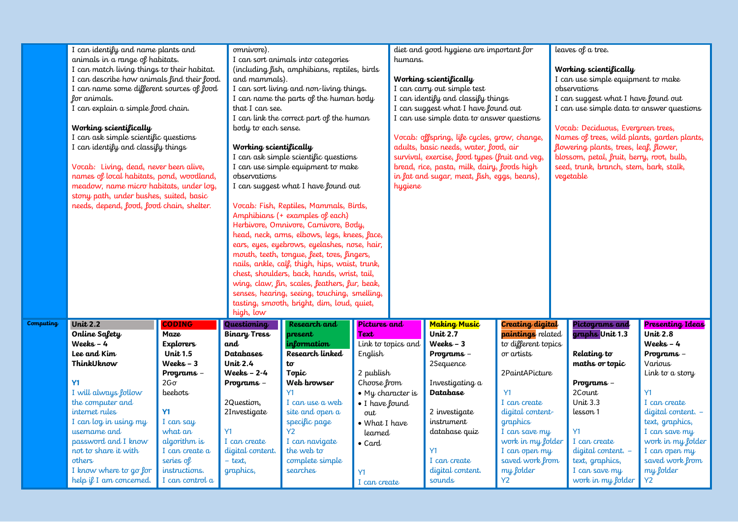| | | | | | | | | | | |
|---|---|---|---|---|---|---|---|---|---|---|
| | I can identify and name plants and animals in a range of habitats.<br>I can match living things to their habitat.<br>I can describe how animals find their food.<br>I can name some different sources of food for animals.<br>I can explain a simple food chain.<br><br>**Working scientifically**<br>I can ask simple scientific questions<br>I can identify and classify things<br><br>Vocab: Living, dead, never been alive, names of local habitats, pond, woodland, meadow, name micro habitats, under log, stony path, under bushes, suited, basic needs, depend, food, food chain, shelter. | | omnivore).<br>I can sort animals into categories (including fish, amphibians, reptiles, birds and mammals).<br>I can sort living and non-living things.<br>I can name the parts of the human body that I can see.<br>I can link the correct part of the human body to each sense.<br><br>**Working scientifically**<br>I can ask simple scientific questions<br>I can use simple equipment to make observations<br>I can suggest what I have found out<br><br>Vocab: Fish, Reptiles, Mammals, Birds, Amphibians (+ examples of each) Herbivore, Omnivore, Carnivore, Body, head, neck, arms, elbows, legs, knees, face, ears, eyes, eyebrows, eyelashes, nose, hair, mouth, teeth, tongue, feet, toes, fingers, nails, ankle, calf, thigh, hips, waist, trunk, chest, shoulders, back, hands, wrist, tail, wing, claw, fin, scales, feathers, fur, beak, senses, hearing, seeing, touching, smelling, tasting, smooth, bright, dim, loud, quiet, high, low | | | diet and good hygiene are important for humans.<br><br>**Working scientifically**<br>I can carry out simple test<br>I can identify and classify things<br>I can suggest what I have found out<br>I can use simple data to answer questions<br><br>Vocab: offspring, life cycles, grow, change, adults, basic needs, water, food, air survival, exercise, food types (fruit and veg, bread, rice, pasta, milk, dairy, foods high in fat and sugar, meat, fish, eggs, beans), hygiene | | leaves of a tree.<br><br>**Working scientifically**<br>I can use simple equipment to make observations<br>I can suggest what I have found out<br>I can use simple data to answer questions<br><br>Vocab: Deciduous, Evergreen trees, Names of trees, wild plants, garden plants, flowering plants, trees, leaf, flower, blossom, petal, fruit, berry, root, bulb, seed, trunk, branch, stem, bark, stalk, vegetable | | |
| **Computing** | **Unit 2.2**<br>**Online Safety**<br>**Weeks – 4**<br>**Lee and Kim**<br>**ThinkUknow**<br><br>Y1<br>I will always follow the computer and internet rules<br>I can log in using my username and password and I know not to share it with others<br>I know where to go for help if I am concerned. | **CODING**<br>**Maze Explorers**<br>**Unit 1.5**<br>**Weeks – 3**<br>**Programs** – 2Go beebots<br><br>Y1<br>I can say what an algorithm is<br>I can create a series of instructions.<br>I can control a | **Questioning**<br>**Binary Tress and Databases**<br>**Unit 2.4**<br>**Weeks – 2-4**<br>**Programs** –<br><br>2Question, 2Investigate<br><br>Y1<br>I can create digital content. – text, graphics, | **Research and present information**<br>**Research linked to Topic**<br>**Web browser**<br>Y1<br>I can use a web site and open a specific page<br>Y2<br>I can navigate the web to complete simple searches | **Pictures and Text**<br>Link to topics and English<br><br>2 publish<br>Choose from<br>• My character is<br>• I have found out<br>• What I have learned<br>• Card<br><br>Y1<br>I can create | | **Making Music**<br>**Unit 2.7**<br>**Weeks – 3**<br>**Programs** – 2Sequence<br><br>Investigating a **Database**<br><br>2 investigate instrument database quiz<br><br>Y1<br>I can create digital content. sounds | **Creating digital paintings** related to different topics or artists<br><br>2PaintAPicture<br><br>Y1<br>I can create digital content-graphics<br>I can save my work in my folder<br>I can open my saved work from my folder<br>Y2 | | **Pictograms and graphs Unit 1.3**<br><br>**Relating to maths or topic**<br><br>**Programs** –<br>2Count<br>Unit 3.3 lesson 1<br><br>Y1<br>I can create digital content. – text, graphics,<br>I can save my work in my folder | **Presenting Ideas**<br>**Unit 2.8**<br>**Weeks – 4**<br>**Programs** – Various<br>Link to a story<br><br>Y1<br>I can create digital content. – text, graphics,<br>I can save my work in my folder<br>I can open my saved work from my folder<br>Y2 |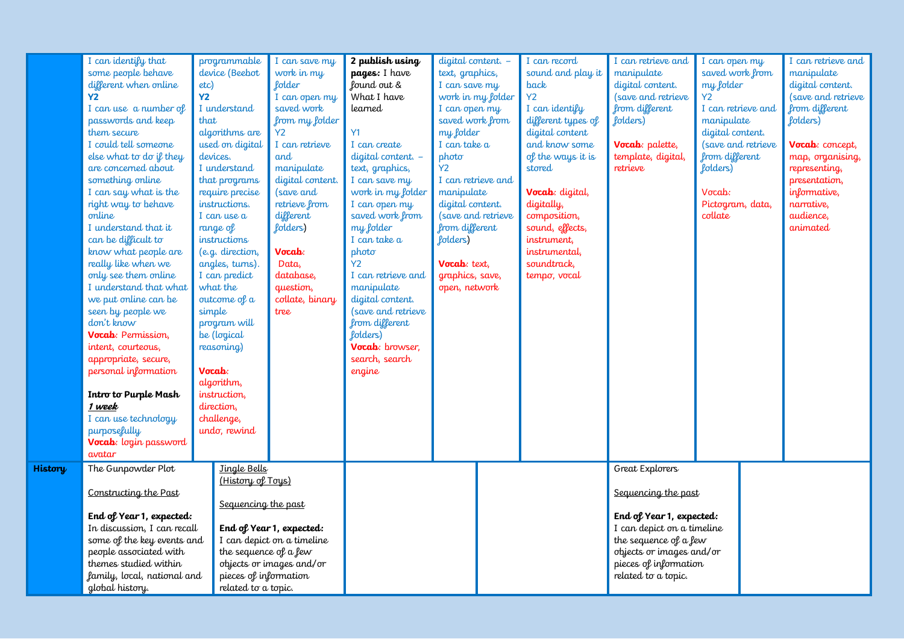| | | | | | | | | | |
|---|---|---|---|---|---|---|---|---|---|
| | I can identify that some people behave different when online<br>**Y2**<br>I can use a number of passwords and keep them secure<br>I could tell someone else what to do if they are concerned about something online<br>I can say what is the right way to behave online<br>I understand that it can be difficult to know what people are really like when we only see them online<br>I understand that what we put online can be seen by people we don't know<br>**Vocab**: Permission, intent, courteous, appropriate, secure, personal information<br><br>**Intro to Purple Mash**<br>***1 week***<br>I can use technology purposefully<br>**Vocab**: login password avatar | programmable device (Beebot etc)<br>**Y2**<br>I understand that algorithms are used on digital devices.<br>I understand that programs require precise instructions.<br>I can use a range of instructions (e.g. direction, angles, turns).<br>I can predict what the outcome of a simple program will be (logical reasoning)<br><br>**Vocab**: algorithm, instruction, direction, challenge, undo, rewind | I can save my work in my folder<br>I can open my saved work from my folder<br>Y2<br>I can retrieve and manipulate digital content. (save and retrieve from different folders)<br><br>**Vocab**: Data, database, question, collate, binary tree | **2 publish using pages:** I have found out & What I have learned<br><br>Y1<br>I can create digital content. – text, graphics,<br>I can save my work in my folder<br>I can open my saved work from my folder<br>I can take a photo<br>Y2<br>I can retrieve and manipulate digital content. (save and retrieve from different folders)<br>**Vocab**: browser, search, search engine | digital content. – text, graphics,<br>I can save my work in my folder<br>I can open my saved work from my folder<br>I can take a photo<br>Y2<br>I can retrieve and manipulate digital content. (save and retrieve from different folders)<br><br>**Vocab**: text, graphics, save, open, network | I can record sound and play it back<br>Y2<br>I can identify different types of digital content and know some of the ways it is stored<br><br>**Vocab**: digital, digitally, composition, sound, effects, instrument, instrumental, soundtrack, tempo, vocal | I can retrieve and manipulate digital content. (save and retrieve from different folders)<br><br>**Vocab**: palette, template, digital, retrieve | I can open my saved work from my folder<br>Y2<br>I can retrieve and manipulate digital content. (save and retrieve from different folders)<br><br>Vocab: Pictogram, data, collate | I can retrieve and manipulate digital content. (save and retrieve from different folders)<br><br>**Vocab**: concept, map, organising, representing, presentation, informative, narrative, audience, animated |
| **History** | The Gunpowder Plot<br><br><u>Constructing the Past</u><br><br>**End of Year 1, expected:**<br>In discussion, I can recall some of the key events and people associated with themes studied within family, local, national and global history. | <u>Jingle Bells (History of Toys)</u><br><br><u>Sequencing the past</u><br><br>**End of Year 1, expected:**<br>I can depict on a timeline the sequence of a few objects or images and/or pieces of information related to a topic. | | | | | Great Explorers<br><br><u>Sequencing the past</u><br><br>**End of Year 1, expected:**<br>I can depict on a timeline the sequence of a few objects or images and/or pieces of information related to a topic. | | |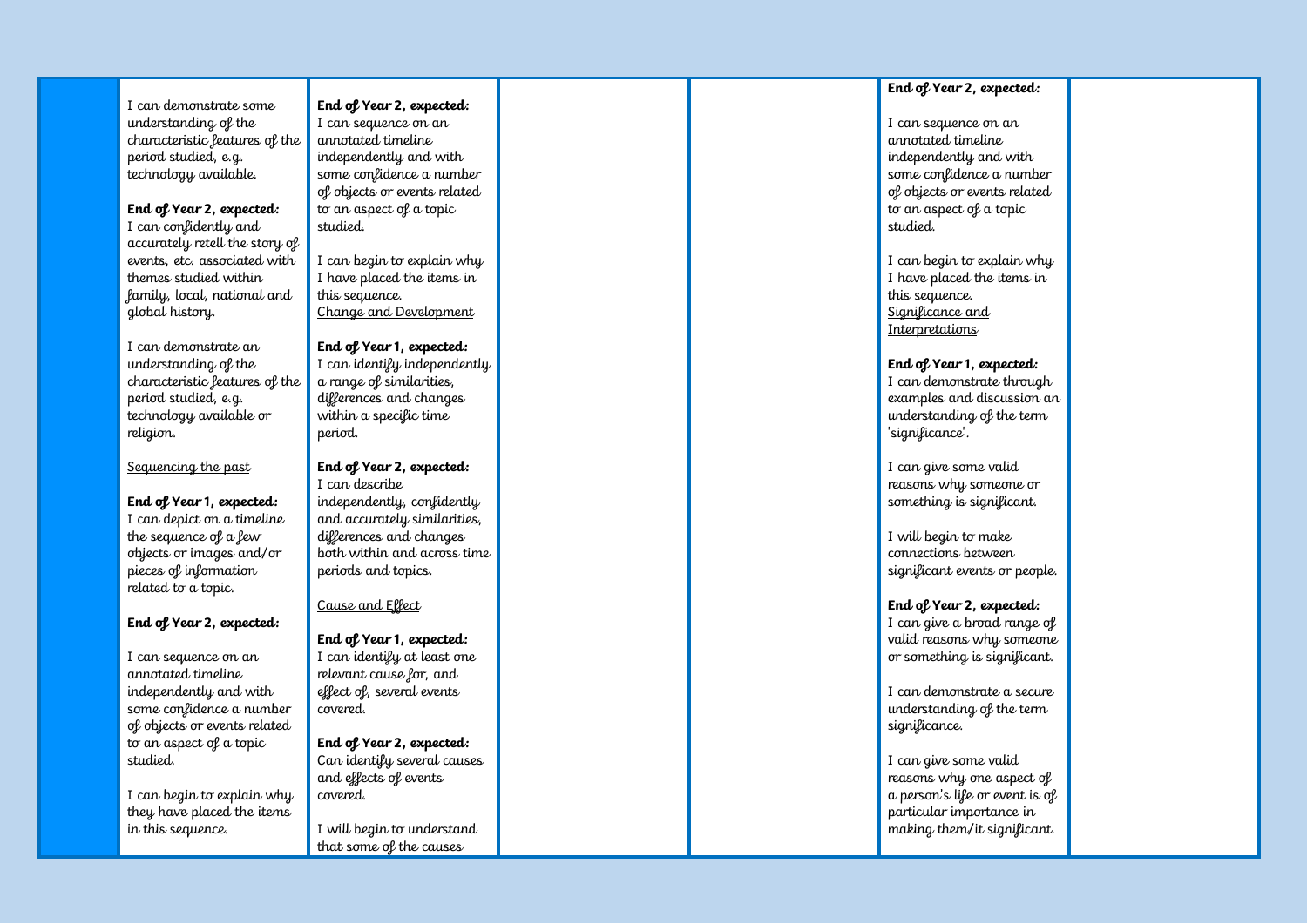| | | | | | | |
|---|---|---|---|---|---|---|
| | I can demonstrate some understanding of the characteristic features of the period studied, e.g. technology available.<br><br>**End of Year 2, expected:**<br>I can confidently and accurately retell the story of events, etc. associated with themes studied within family, local, national and global history.<br><br>I can demonstrate an understanding of the characteristic features of the period studied, e.g. technology available or religion.<br><br>Sequencing the past<br><br>**End of Year 1, expected:**<br>I can depict on a timeline the sequence of a few objects or images and/or pieces of information related to a topic.<br><br>**End of Year 2, expected:**<br><br>I can sequence on an annotated timeline independently and with some confidence a number of objects or events related to an aspect of a topic studied.<br><br>I can begin to explain why they have placed the items in this sequence. | **End of Year 2, expected:**<br>I can sequence on an annotated timeline independently and with some confidence a number of objects or events related to an aspect of a topic studied.<br><br>I can begin to explain why I have placed the items in this sequence.<br>Change and Development<br><br>**End of Year 1, expected:**<br>I can identify independently a range of similarities, differences and changes within a specific time period.<br><br>**End of Year 2, expected:**<br>I can describe independently, confidently and accurately similarities, differences and changes both within and across time periods and topics.<br><br>Cause and Effect<br><br>**End of Year 1, expected:**<br>I can identify at least one relevant cause for, and effect of, several events covered.<br><br>**End of Year 2, expected:**<br>Can identify several causes and effects of events covered.<br><br>I will begin to understand that some of the causes | | | **End of Year 2, expected:**<br><br>I can sequence on an annotated timeline independently and with some confidence a number of objects or events related to an aspect of a topic studied.<br><br>I can begin to explain why I have placed the items in this sequence.<br>Significance and Interpretations<br><br>**End of Year 1, expected:**<br>I can demonstrate through examples and discussion an understanding of the term 'significance'.<br><br>I can give some valid reasons why someone or something is significant.<br><br>I will begin to make connections between significant events or people.<br><br>**End of Year 2, expected:**<br>I can give a broad range of valid reasons why someone or something is significant.<br><br>I can demonstrate a secure understanding of the term significance.<br><br>I can give some valid reasons why one aspect of a person's life or event is of particular importance in making them/it significant. | |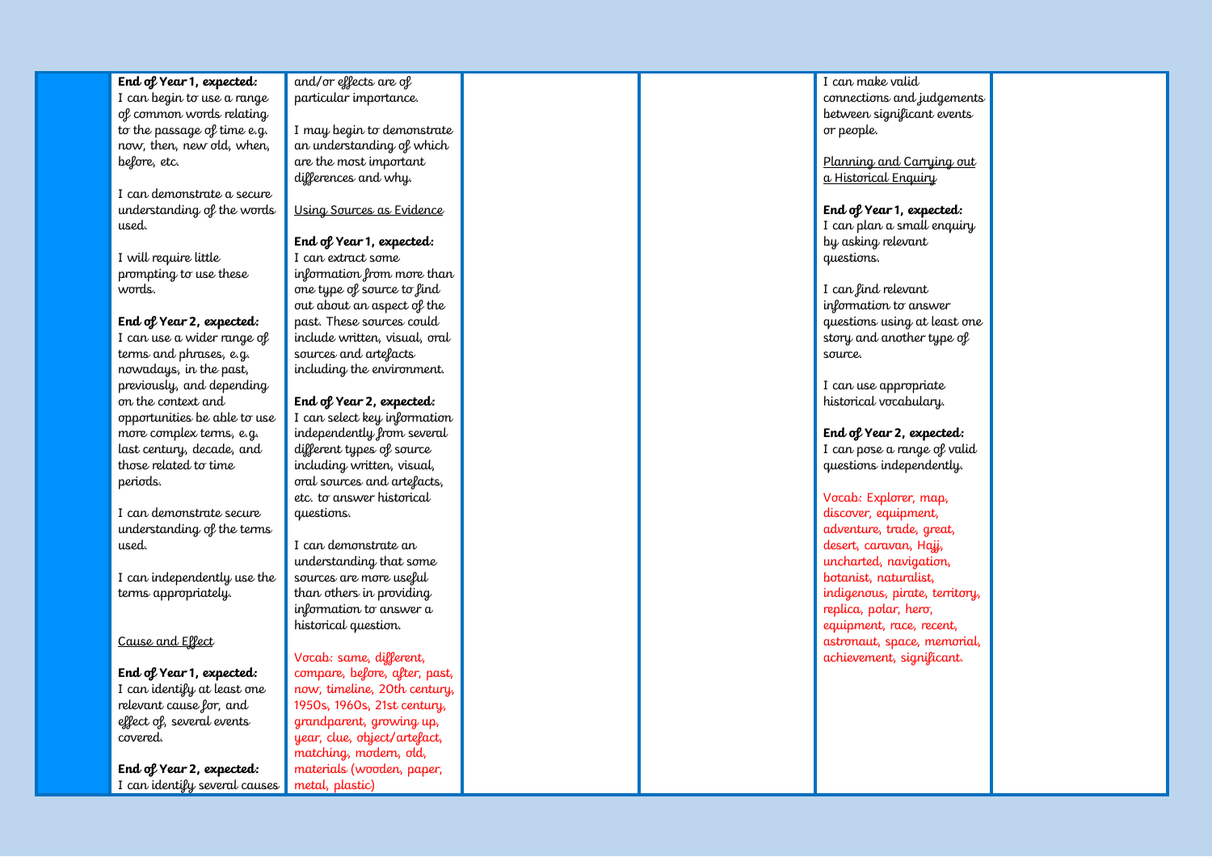| | | | | | | |
|---|---|---|---|---|---|---|
| | **End of Year 1, expected:**<br>I can begin to use a range of common words relating to the passage of time e.g. now, then, new old, when, before, etc.<br><br>I can demonstrate a secure understanding of the words used.<br><br>I will require little prompting to use these words.<br><br>**End of Year 2, expected:**<br>I can use a wider range of terms and phrases, e.g. nowadays, in the past, previously, and depending on the context and opportunities be able to use more complex terms, e.g. last century, decade, and those related to time periods.<br><br>I can demonstrate secure understanding of the terms used.<br><br>I can independently use the terms appropriately.<br><br>Cause and Effect<br><br>**End of Year 1, expected:**<br>I can identify at least one relevant cause for, and effect of, several events covered.<br><br>**End of Year 2, expected:**<br>I can identify several causes | and/or effects are of particular importance.<br><br>I may begin to demonstrate an understanding of which are the most important differences and why.<br><br>Using Sources as Evidence<br><br>**End of Year 1, expected:**<br>I can extract some information from more than one type of source to find out about an aspect of the past. These sources could include written, visual, oral sources and artefacts including the environment.<br><br>**End of Year 2, expected:**<br>I can select key information independently from several different types of source including written, visual, oral sources and artefacts, etc. to answer historical questions.<br><br>I can demonstrate an understanding that some sources are more useful than others in providing information to answer a historical question.<br><br>Vocab: same, different, compare, before, after, past, now, timeline, 20th century, 1950s, 1960s, 21st century, grandparent, growing up, year, clue, object/artefact, matching, modern, old, materials (wooden, paper, metal, plastic) | | | I can make valid connections and judgements between significant events or people.<br><br>Planning and Carrying out a Historical Enquiry<br><br>**End of Year 1, expected:**<br>I can plan a small enquiry by asking relevant questions.<br><br>I can find relevant information to answer questions using at least one story and another type of source.<br><br>I can use appropriate historical vocabulary.<br><br>**End of Year 2, expected:**<br>I can pose a range of valid questions independently.<br><br>Vocab: Explorer, map, discover, equipment, adventure, trade, great, desert, caravan, Hajj, uncharted, navigation, botanist, naturalist, indigenous, pirate, territory, replica, polar, hero, equipment, race, recent, astronaut, space, memorial, achievement, significant. | |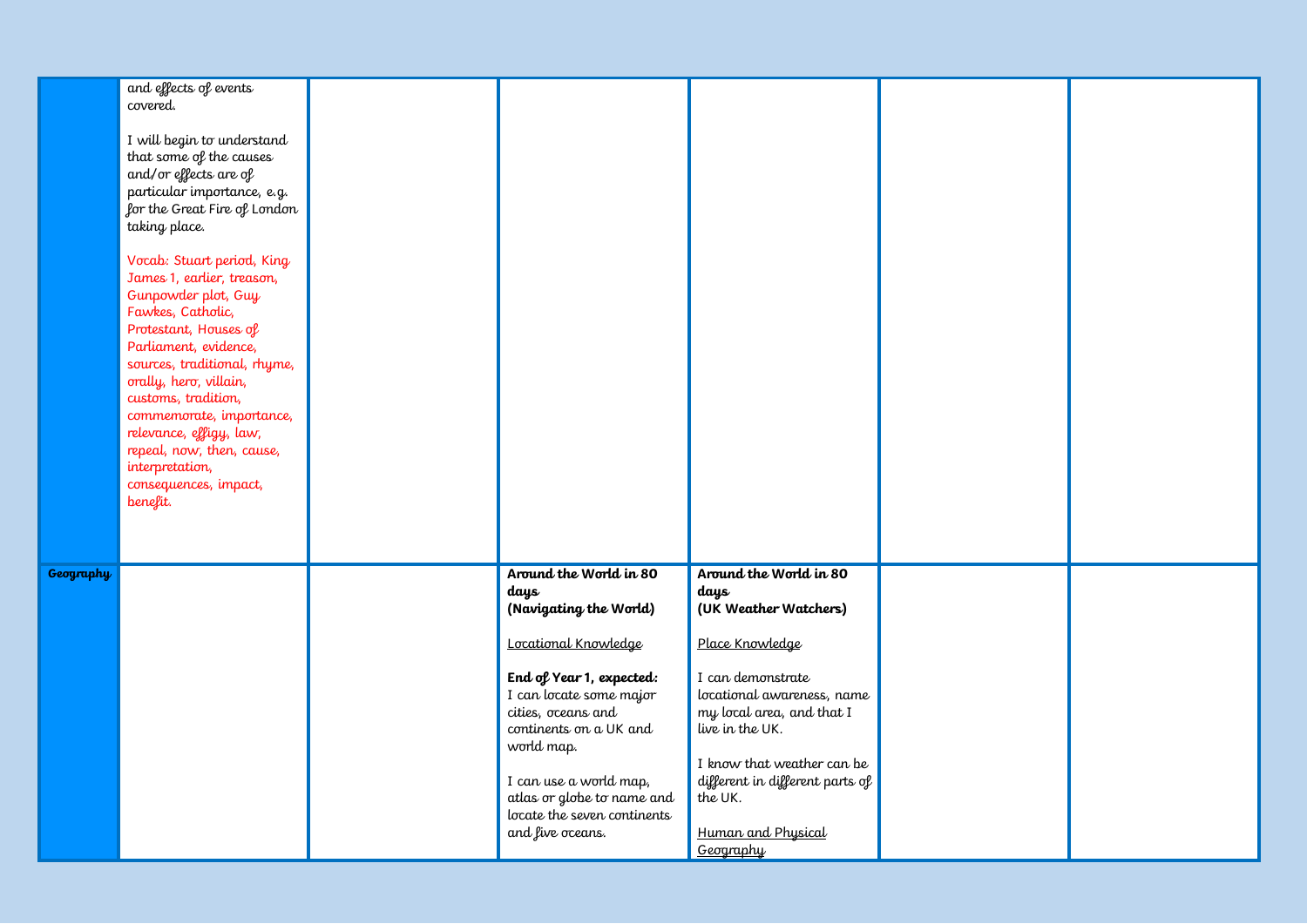| | | | | | | |
|---|---|---|---|---|---|---|
| | and effects of events covered.<br><br>I will begin to understand that some of the causes and/or effects are of particular importance, e.g. for the Great Fire of London taking place.<br><br>Vocab: Stuart period, King James 1, earlier, treason, Gunpowder plot, Guy Fawkes, Catholic, Protestant, Houses of Parliament, evidence, sources, traditional, rhyme, orally, hero, villain, customs, tradition, commemorate, importance, relevance, effigy, law, repeal, now, then, cause, interpretation, consequences, impact, benefit. | | | | | |
| **Geography** | | | **Around the World in 80 days**<br>**(Navigating the World)**<br><br><u>Locational Knowledge</u><br><br>**End of Year 1, expected:**<br>I can locate some major cities, oceans and continents on a UK and world map.<br><br>I can use a world map, atlas or globe to name and locate the seven continents and five oceans. | **Around the World in 80 days**<br>**(UK Weather Watchers)**<br><br><u>Place Knowledge</u><br><br>I can demonstrate locational awareness, name my local area, and that I live in the UK.<br><br>I know that weather can be different in different parts of the UK.<br><br><u>Human and Physical Geography</u> | | |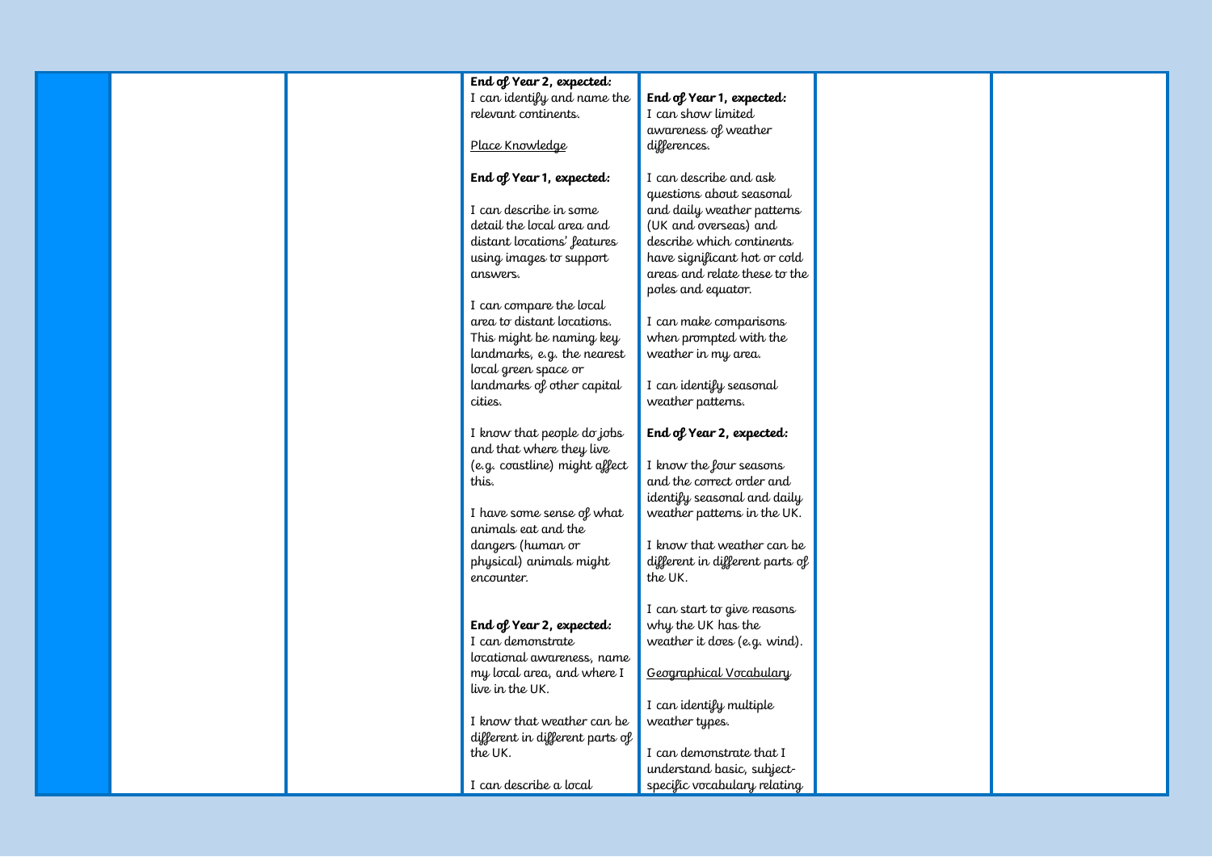|  |  |  | **End of Year 2, expected:**<br>I can identify and name the relevant continents.<br><br><u>Place Knowledge</u><br><br>**End of Year 1, expected:**<br><br>I can describe in some detail the local area and distant locations' features using images to support answers.<br><br>I can compare the local area to distant locations. This might be naming key landmarks, e.g. the nearest local green space or landmarks of other capital cities.<br><br>I know that people do jobs and that where they live (e.g. coastline) might affect this.<br><br>I have some sense of what animals eat and the dangers (human or physical) animals might encounter.<br><br>**End of Year 2, expected:**<br>I can demonstrate locational awareness, name my local area, and where I live in the UK.<br><br>I know that weather can be different in different parts of the UK.<br><br>I can describe a local | **End of Year 1, expected:**<br>I can show limited awareness of weather differences.<br><br>I can describe and ask questions about seasonal and daily weather patterns (UK and overseas) and describe which continents have significant hot or cold areas and relate these to the poles and equator.<br><br>I can make comparisons when prompted with the weather in my area.<br><br>I can identify seasonal weather patterns.<br><br>**End of Year 2, expected:**<br><br>I know the four seasons and the correct order and identify seasonal and daily weather patterns in the UK.<br><br>I know that weather can be different in different parts of the UK.<br><br>I can start to give reasons why the UK has the weather it does (e.g. wind).<br><br><u>Geographical Vocabulary</u><br><br>I can identify multiple weather types.<br><br>I can demonstrate that I understand basic, subject-specific vocabulary relating |  |  |
|---|---|---|---|---|---|---|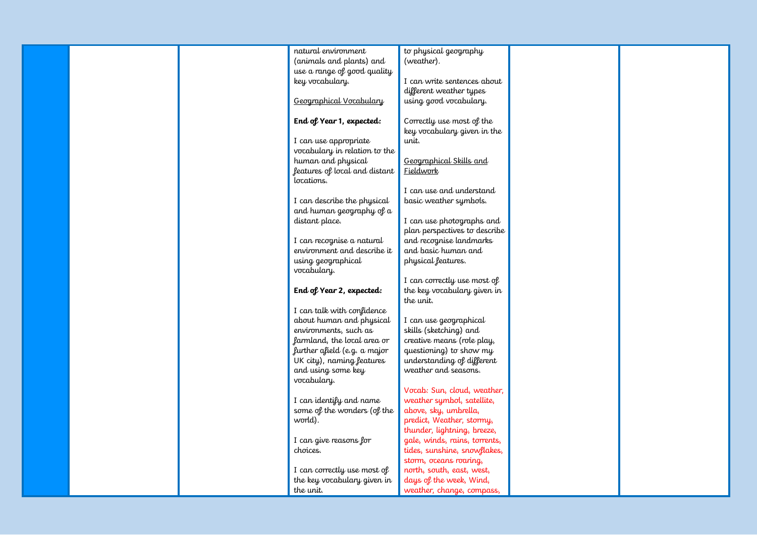| | | | | | | |
|---|---|---|---|---|---|---|
| | | | natural environment (animals and plants) and use a range of good quality key vocabulary.<br><br><u>Geographical Vocabulary</u><br><br>**End of Year 1, expected:**<br><br>I can use appropriate vocabulary in relation to the human and physical features of local and distant locations.<br><br>I can describe the physical and human geography of a distant place.<br><br>I can recognise a natural environment and describe it using geographical vocabulary.<br><br>**End of Year 2, expected:**<br><br>I can talk with confidence about human and physical environments, such as farmland, the local area or further afield (e.g. a major UK city), naming features and using some key vocabulary.<br><br>I can identify and name some of the wonders (of the world).<br><br>I can give reasons for choices.<br><br>I can correctly use most of the key vocabulary given in the unit. | to physical geography (weather).<br><br>I can write sentences about different weather types using good vocabulary.<br><br>Correctly use most of the key vocabulary given in the unit.<br><br><u>Geographical Skills and Fieldwork</u><br><br>I can use and understand basic weather symbols.<br><br>I can use photographs and plan perspectives to describe and recognise landmarks and basic human and physical features.<br><br>I can correctly use most of the key vocabulary given in the unit.<br><br>I can use geographical skills (sketching) and creative means (role play, questioning) to show my understanding of different weather and seasons.<br><br>Vocab: Sun, cloud, weather, weather symbol, satellite, above, sky, umbrella, predict, Weather, stormy, thunder, lightning, breeze, gale, winds, rains, torrents, tides, sunshine, snowflakes, storm, oceans roaring, north, south, east, west, days of the week, Wind, weather, change, compass, | | |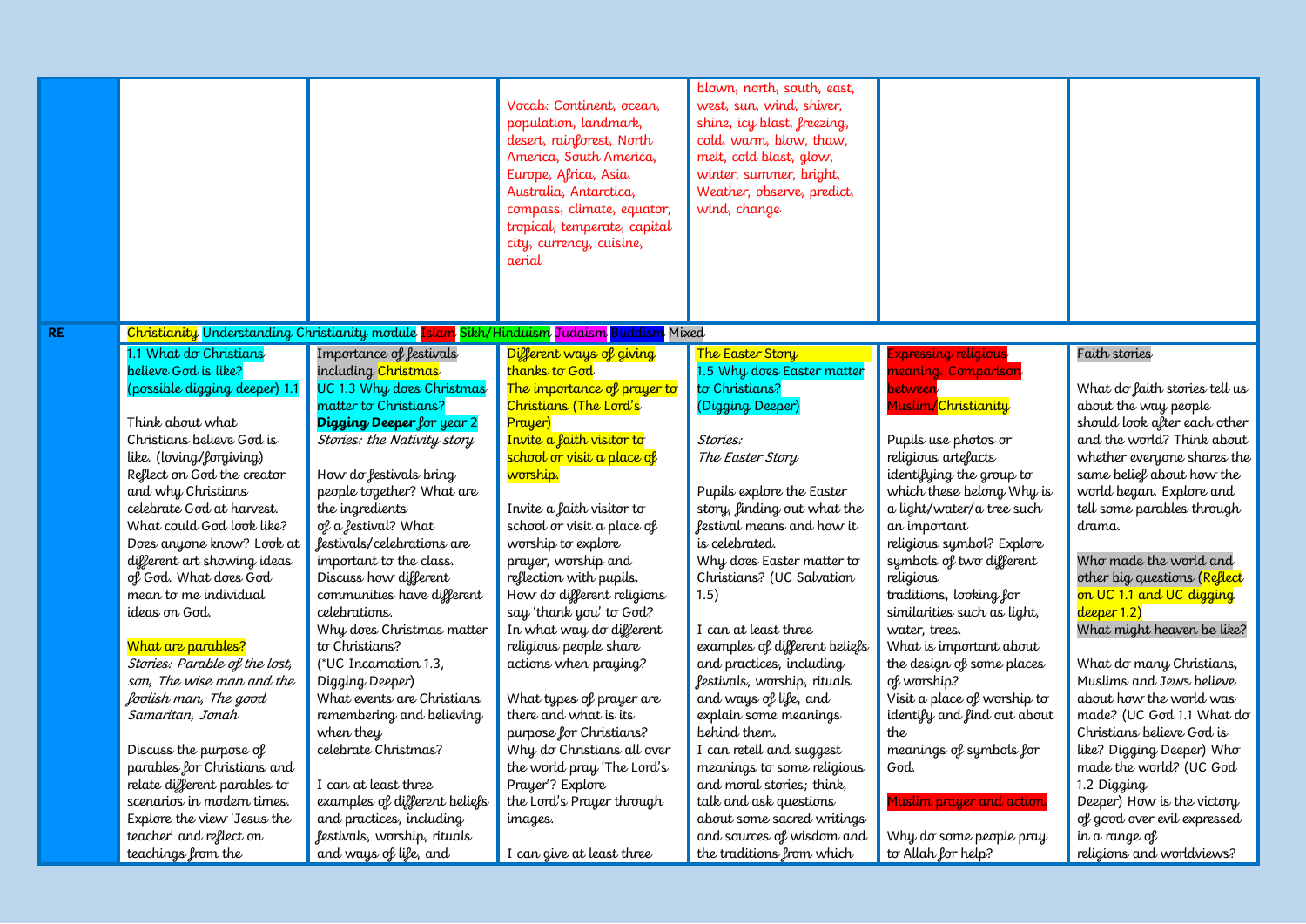| | | | | | | |
|---|---|---|---|---|---|---|
| | | | Vocab: Continent, ocean, population, landmark, desert, rainforest, North America, South America, Europe, Africa, Asia, Australia, Antarctica, compass, climate, equator, tropical, temperate, capital city, currency, cuisine, aerial | blown, north, south, east, west, sun, wind, shiver, shine, icy blast, freezing, cold, warm, blow, thaw, melt, cold blast, glow, winter, summer, bright, Weather, observe, predict, wind, change | | |
| **RE** | Christianity Understanding Christianity module Islam Sikh/Hinduism Judaism Buddism Mixed | | | | | |
| | 1.1 What do Christians believe God is like? (possible digging deeper) 1.1<br><br>Think about what Christians believe God is like. (loving/forgiving) Reflect on God the creator and why Christians celebrate God at harvest. What could God look like? Does anyone know? Look at different art showing ideas of God. What does God mean to me individual ideas on God.<br><br>What are parables?<br>*Stories: Parable of the lost, son, The wise man and the foolish man, The good Samaritan, Jonah*<br><br>Discuss the purpose of parables for Christians and relate different parables to scenarios in modern times. Explore the view 'Jesus the teacher' and reflect on teachings from the | Importance of festivals including Christmas<br>UC 1.3 Why does Christmas matter to Christians?<br>**Digging Deeper** for year 2<br>*Stories: the Nativity story*<br><br>How do festivals bring people together? What are the ingredients of a festival? What festivals/celebrations are important to the class. Discuss how different communities have different celebrations.<br>Why does Christmas matter to Christians?<br>(*UC Incarnation 1.3, Digging Deeper)<br>What events are Christians remembering and believing when they celebrate Christmas?<br><br>I can at least three examples of different beliefs and practices, including festivals, worship, rituals and ways of life, and | Different ways of giving thanks to God<br>The importance of prayer to Christians (The Lord's Prayer)<br>Invite a faith visitor to school or visit a place of worship.<br><br>Invite a faith visitor to school or visit a place of worship to explore prayer, worship and reflection with pupils.<br>How do different religions say 'thank you' to God?<br>In what way do different religious people share actions when praying?<br><br>What types of prayer are there and what is its purpose for Christians?<br>Why do Christians all over the world pray 'The Lord's Prayer'? Explore the Lord's Prayer through images.<br><br>I can give at least three | The Easter Story<br>1.5 Why does Easter matter to Christians?<br>(Digging Deeper)<br><br>*Stories:*<br>*The Easter Story*<br><br>Pupils explore the Easter story, finding out what the festival means and how it is celebrated.<br>Why does Easter matter to Christians? (UC Salvation 1.5)<br><br>I can at least three examples of different beliefs and practices, including festivals, worship, rituals and ways of life, and explain some meanings behind them.<br>I can retell and suggest meanings to some religious and moral stories; think, talk and ask questions about some sacred writings and sources of wisdom and the traditions from which | Expressing religious meaning. Comparison between Muslim/Christianity<br><br>Pupils use photos or religious artefacts identifying the group to which these belong Why is a light/water/a tree such an important religious symbol? Explore symbols of two different religious traditions, looking for similarities such as light, water, trees.<br>What is important about the design of some places of worship?<br>Visit a place of worship to identify and find out about the meanings of symbols for God.<br><br>Muslim prayer and action<br><br>Why do some people pray to Allah for help? | Faith stories<br><br>What do faith stories tell us about the way people should look after each other and the world? Think about whether everyone shares the same belief about how the world began. Explore and tell some parables through drama.<br><br>Who made the world and other big questions (Reflect on UC 1.1 and UC digging deeper 1.2)<br>What might heaven be like?<br><br>What do many Christians, Muslims and Jews believe about how the world was made? (UC God 1.1 What do Christians believe God is like? Digging Deeper) Who made the world? (UC God 1.2 Digging Deeper) How is the victory of good over evil expressed in a range of religions and worldviews? |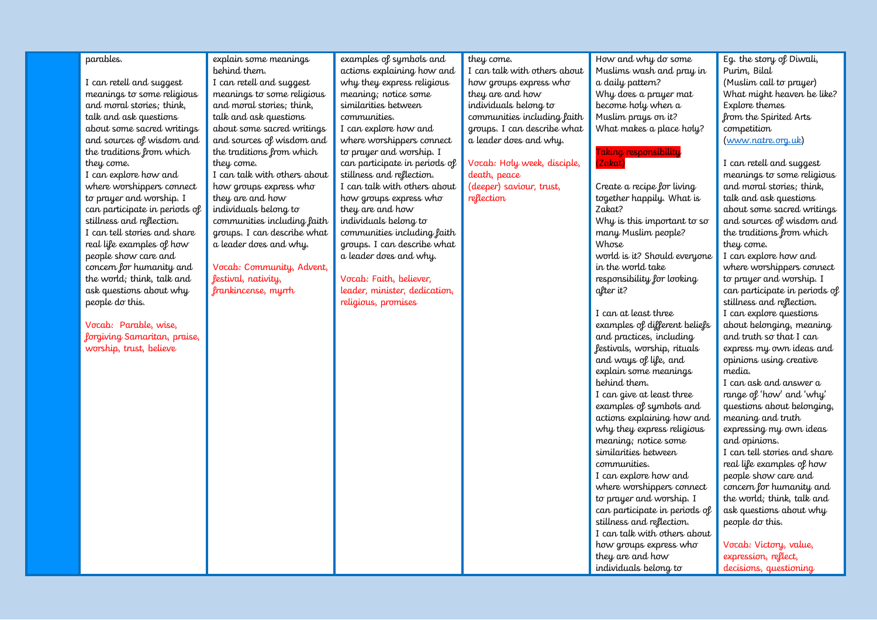| | | | | | | |
|---|---|---|---|---|---|---|
| | parables.<br><br>I can retell and suggest meanings to some religious and moral stories; think, talk and ask questions about some sacred writings and sources of wisdom and the traditions from which they come.<br>I can explore how and where worshippers connect to prayer and worship. I can participate in periods of stillness and reflection.<br>I can tell stories and share real life examples of how people show care and concern for humanity and the world; think, talk and ask questions about why people do this.<br><br>Vocab: Parable, wise, forgiving Samaritan, praise, worship, trust, believe | explain some meanings behind them.<br>I can retell and suggest meanings to some religious and moral stories; think, talk and ask questions about some sacred writings and sources of wisdom and the traditions from which they come.<br>I can talk with others about how groups express who they are and how individuals belong to communities including faith groups. I can describe what a leader does and why.<br><br>Vocab: Community, Advent, festival, nativity, frankincense, myrrh | examples of symbols and actions explaining how and why they express religious meaning; notice some similarities between communities.<br>I can explore how and where worshippers connect to prayer and worship. I can participate in periods of stillness and reflection.<br>I can talk with others about how groups express who they are and how individuals belong to communities including faith groups. I can describe what a leader does and why.<br><br>Vocab: Faith, believer, leader, minister, dedication, religious, promises | they come.<br>I can talk with others about how groups express who they are and how individuals belong to communities including faith groups. I can describe what a leader does and why.<br><br>Vocab: Holy week, disciple, death, peace (deeper) saviour, trust, reflection | How and why do some Muslims wash and pray in a daily pattern?<br>Why does a prayer mat become holy when a Muslim prays on it?<br>What makes a place holy?<br><br>Taking responsibility (Zakat)<br><br>Create a recipe for living together happily. What is Zakat?<br>Why is this important to so many Muslim people?<br>Whose world is it? Should everyone in the world take responsibility for looking after it?<br><br>I can at least three examples of different beliefs and practices, including festivals, worship, rituals and ways of life, and explain some meanings behind them.<br>I can give at least three examples of symbols and actions explaining how and why they express religious meaning; notice some similarities between communities.<br>I can explore how and where worshippers connect to prayer and worship. I can participate in periods of stillness and reflection.<br>I can talk with others about how groups express who they are and how individuals belong to | Eg. the story of Diwali, Purim, Bilal (Muslim call to prayer)<br>What might heaven be like?<br>Explore themes from the Spirited Arts competition (www.natre.org.uk)<br><br>I can retell and suggest meanings to some religious and moral stories; think, talk and ask questions about some sacred writings and sources of wisdom and the traditions from which they come.<br>I can explore how and where worshippers connect to prayer and worship. I can participate in periods of stillness and reflection.<br>I can explore questions about belonging, meaning and truth so that I can express my own ideas and opinions using creative media.<br>I can ask and answer a range of 'how' and 'why' questions about belonging, meaning and truth expressing my own ideas and opinions.<br>I can tell stories and share real life examples of how people show care and concern for humanity and the world; think, talk and ask questions about why people do this.<br><br>Vocab: Victory, value, expression, reflect, decisions, questioning |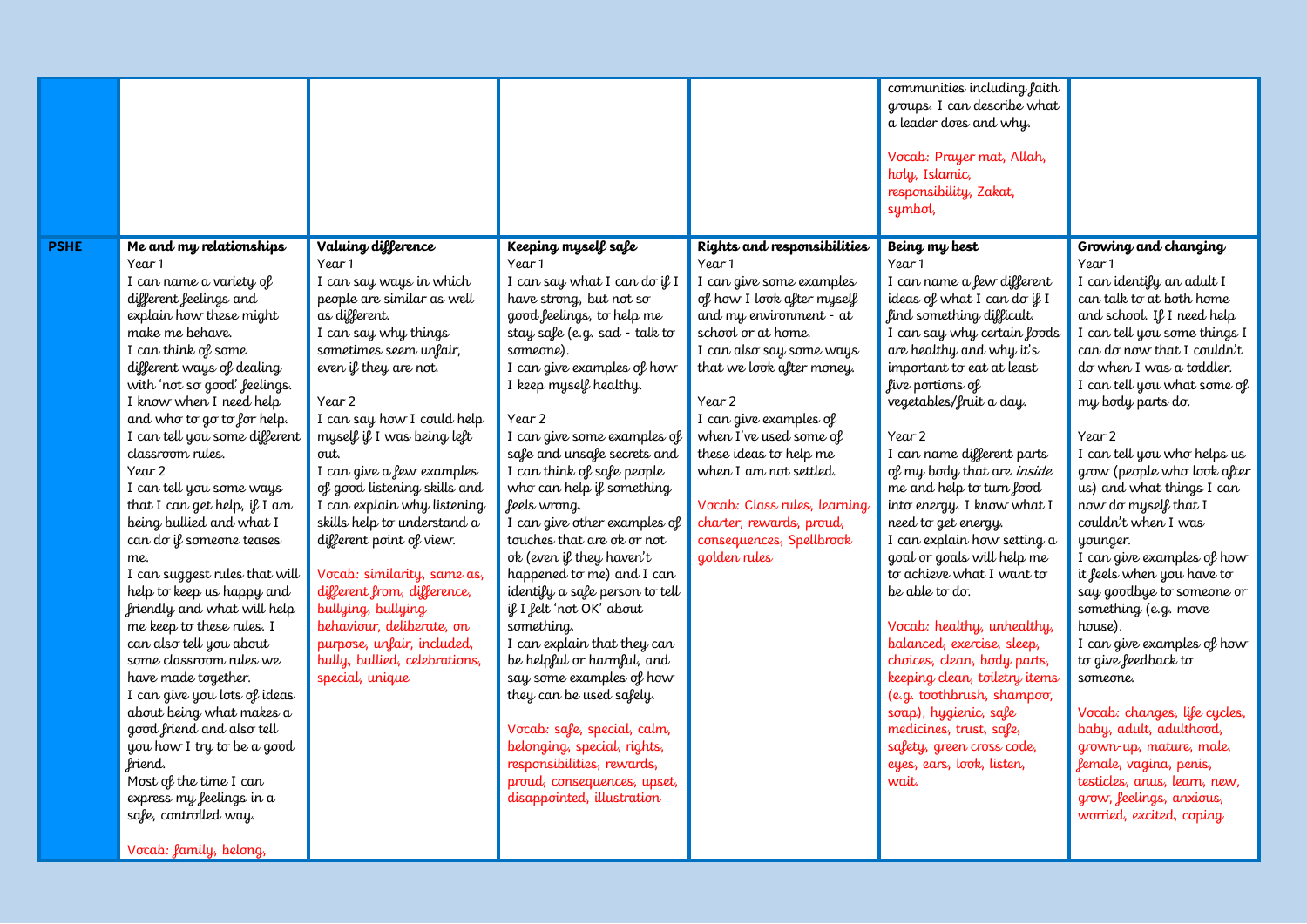| | | | | | | |
|---|---|---|---|---|---|---|
| | | | | | communities including faith groups. I can describe what a leader does and why.<br><br>Vocab: Prayer mat, Allah, holy, Islamic, responsibility, Zakat, symbol, | |
| **PSHE** | **Me and my relationships**<br>Year 1<br>I can name a variety of different feelings and explain how these might make me behave.<br>I can think of some different ways of dealing with 'not so good' feelings.<br>I know when I need help and who to go to for help.<br>I can tell you some different classroom rules.<br>Year 2<br>I can tell you some ways that I can get help, if I am being bullied and what I can do if someone teases me.<br>I can suggest rules that will help to keep us happy and friendly and what will help me keep to these rules. I can also tell you about some classroom rules we have made together.<br>I can give you lots of ideas about being what makes a good friend and also tell you how I try to be a good friend.<br>Most of the time I can express my feelings in a safe, controlled way.<br><br>Vocab: family, belong, | **Valuing difference**<br>Year 1<br>I can say ways in which people are similar as well as different.<br>I can say why things sometimes seem unfair, even if they are not.<br><br>Year 2<br>I can say how I could help myself if I was being left out.<br>I can give a few examples of good listening skills and I can explain why listening skills help to understand a different point of view.<br><br>Vocab: similarity, same as, different from, difference, bullying, bullying behaviour, deliberate, on purpose, unfair, included, bully, bullied, celebrations, special, unique | **Keeping myself safe**<br>Year 1<br>I can say what I can do if I have strong, but not so good feelings, to help me stay safe (e.g. sad - talk to someone).<br>I can give examples of how I keep myself healthy.<br><br>Year 2<br>I can give some examples of safe and unsafe secrets and I can think of safe people who can help if something feels wrong.<br>I can give other examples of touches that are ok or not ok (even if they haven't happened to me) and I can identify a safe person to tell if I felt 'not OK' about something.<br>I can explain that they can be helpful or harmful, and say some examples of how they can be used safely.<br><br>Vocab: safe, special, calm, belonging, special, rights, responsibilities, rewards, proud, consequences, upset, disappointed, illustration | **Rights and responsibilities**<br>Year 1<br>I can give some examples of how I look after myself and my environment - at school or at home.<br>I can also say some ways that we look after money.<br><br>Year 2<br>I can give examples of when I've used some of these ideas to help me when I am not settled.<br><br>Vocab: Class rules, learning charter, rewards, proud, consequences, Spellbrook golden rules | **Being my best**<br>Year 1<br>I can name a few different ideas of what I can do if I find something difficult.<br>I can say why certain foods are healthy and why it's important to eat at least five portions of vegetables/fruit a day.<br><br>Year 2<br>I can name different parts of my body that are *inside* me and help to turn food into energy. I know what I need to get energy.<br>I can explain how setting a goal or goals will help me to achieve what I want to be able to do.<br><br>Vocab: healthy, unhealthy, balanced, exercise, sleep, choices, clean, body parts, keeping clean, toiletry items (e.g. toothbrush, shampoo, soap), hygienic, safe medicines, trust, safe, safety, green cross code, eyes, ears, look, listen, wait. | **Growing and changing**<br>Year 1<br>I can identify an adult I can talk to at both home and school. If I need help<br>I can tell you some things I can do now that I couldn't do when I was a toddler.<br>I can tell you what some of my body parts do.<br><br>Year 2<br>I can tell you who helps us grow (people who look after us) and what things I can now do myself that I couldn't when I was younger.<br>I can give examples of how it feels when you have to say goodbye to someone or something (e.g. move house).<br>I can give examples of how to give feedback to someone.<br><br>Vocab: changes, life cycles, baby, adult, adulthood, grown-up, mature, male, female, vagina, penis, testicles, anus, learn, new, grow, feelings, anxious, worried, excited, coping |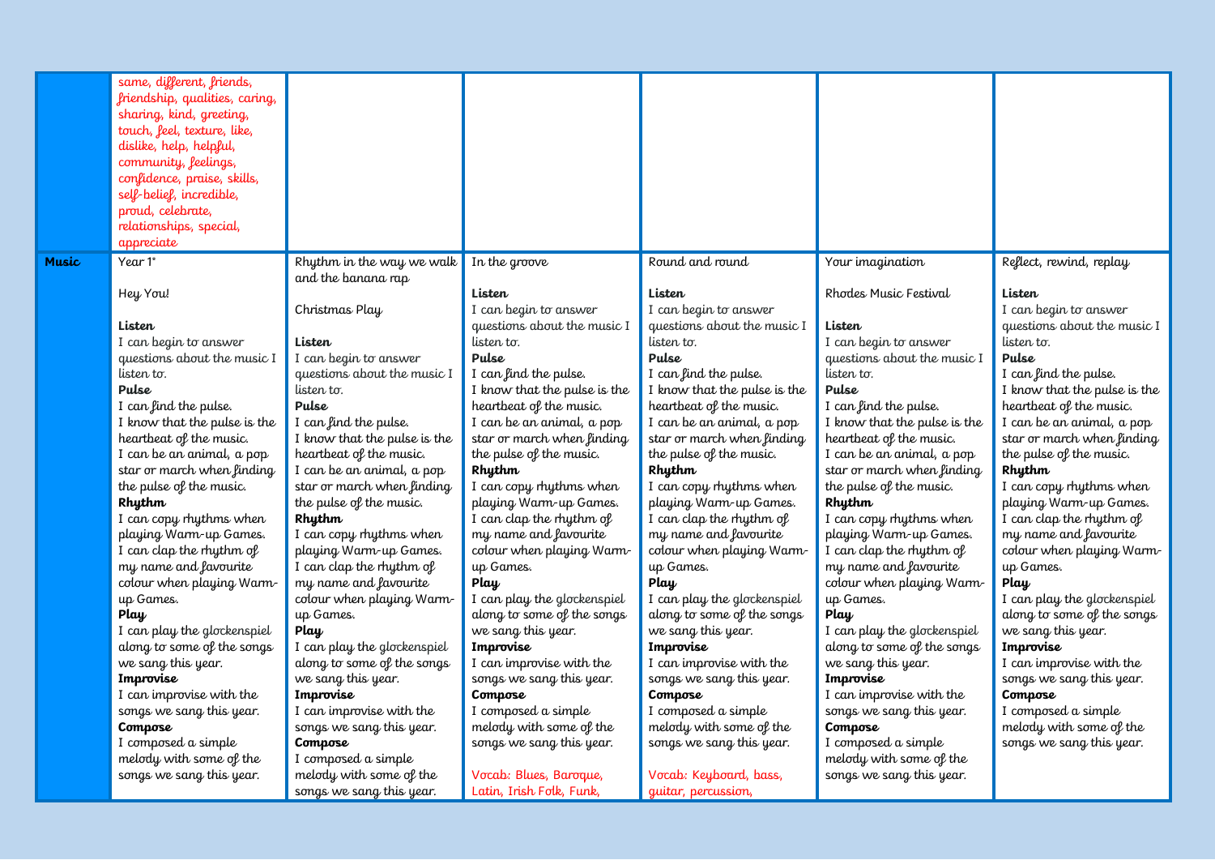| | | | | | | |
|---|---|---|---|---|---|---|
| | same, different, friends, friendship, qualities, caring, sharing, kind, greeting, touch, feel, texture, like, dislike, help, helpful, community, feelings, confidence, praise, skills, self-belief, incredible, proud, celebrate, relationships, special, appreciate | | | | | |
| **Music** | Year 1*<br><br>Hey You!<br><br>**Listen**<br>I can begin to answer questions about the music I listen to.<br>**Pulse**<br>I can find the pulse.<br>I know that the pulse is the heartbeat of the music.<br>I can be an animal, a pop star or march when finding the pulse of the music.<br>**Rhythm**<br>I can copy rhythms when playing Warm-up Games.<br>I can clap the rhythm of my name and favourite colour when playing Warm-up Games.<br>**Play**<br>I can play the glockenspiel along to some of the songs we sang this year.<br>**Improvise**<br>I can improvise with the songs we sang this year.<br>**Compose**<br>I composed a simple melody with some of the songs we sang this year. | Rhythm in the way we walk and the banana rap<br><br>Christmas Play<br><br>**Listen**<br>I can begin to answer questions about the music I listen to.<br>**Pulse**<br>I can find the pulse.<br>I know that the pulse is the heartbeat of the music.<br>I can be an animal, a pop star or march when finding the pulse of the music.<br>**Rhythm**<br>I can copy rhythms when playing Warm-up Games.<br>I can clap the rhythm of my name and favourite colour when playing Warm-up Games.<br>**Play**<br>I can play the glockenspiel along to some of the songs we sang this year.<br>**Improvise**<br>I can improvise with the songs we sang this year.<br>**Compose**<br>I composed a simple melody with some of the songs we sang this year. | In the groove<br><br>**Listen**<br>I can begin to answer questions about the music I listen to.<br>**Pulse**<br>I can find the pulse.<br>I know that the pulse is the heartbeat of the music.<br>I can be an animal, a pop star or march when finding the pulse of the music.<br>**Rhythm**<br>I can copy rhythms when playing Warm-up Games.<br>I can clap the rhythm of my name and favourite colour when playing Warm-up Games.<br>**Play**<br>I can play the glockenspiel along to some of the songs we sang this year.<br>**Improvise**<br>I can improvise with the songs we sang this year.<br>**Compose**<br>I composed a simple melody with some of the songs we sang this year.<br><br>Vocab: Blues, Baroque, Latin, Irish Folk, Funk, | Round and round<br><br>**Listen**<br>I can begin to answer questions about the music I listen to.<br>**Pulse**<br>I can find the pulse.<br>I know that the pulse is the heartbeat of the music.<br>I can be an animal, a pop star or march when finding the pulse of the music.<br>**Rhythm**<br>I can copy rhythms when playing Warm-up Games.<br>I can clap the rhythm of my name and favourite colour when playing Warm-up Games.<br>**Play**<br>I can play the glockenspiel along to some of the songs we sang this year.<br>**Improvise**<br>I can improvise with the songs we sang this year.<br>**Compose**<br>I composed a simple melody with some of the songs we sang this year.<br><br>Vocab: Keyboard, bass, guitar, percussion, | Your imagination<br><br>Rhodes Music Festival<br><br>**Listen**<br>I can begin to answer questions about the music I listen to.<br>**Pulse**<br>I can find the pulse.<br>I know that the pulse is the heartbeat of the music.<br>I can be an animal, a pop star or march when finding the pulse of the music.<br>**Rhythm**<br>I can copy rhythms when playing Warm-up Games.<br>I can clap the rhythm of my name and favourite colour when playing Warm-up Games.<br>**Play**<br>I can play the glockenspiel along to some of the songs we sang this year.<br>**Improvise**<br>I can improvise with the songs we sang this year.<br>**Compose**<br>I composed a simple melody with some of the songs we sang this year. | Reflect, rewind, replay<br><br>**Listen**<br>I can begin to answer questions about the music I listen to.<br>**Pulse**<br>I can find the pulse.<br>I know that the pulse is the heartbeat of the music.<br>I can be an animal, a pop star or march when finding the pulse of the music.<br>**Rhythm**<br>I can copy rhythms when playing Warm-up Games.<br>I can clap the rhythm of my name and favourite colour when playing Warm-up Games.<br>**Play**<br>I can play the glockenspiel along to some of the songs we sang this year.<br>**Improvise**<br>I can improvise with the songs we sang this year.<br>**Compose**<br>I composed a simple melody with some of the songs we sang this year. |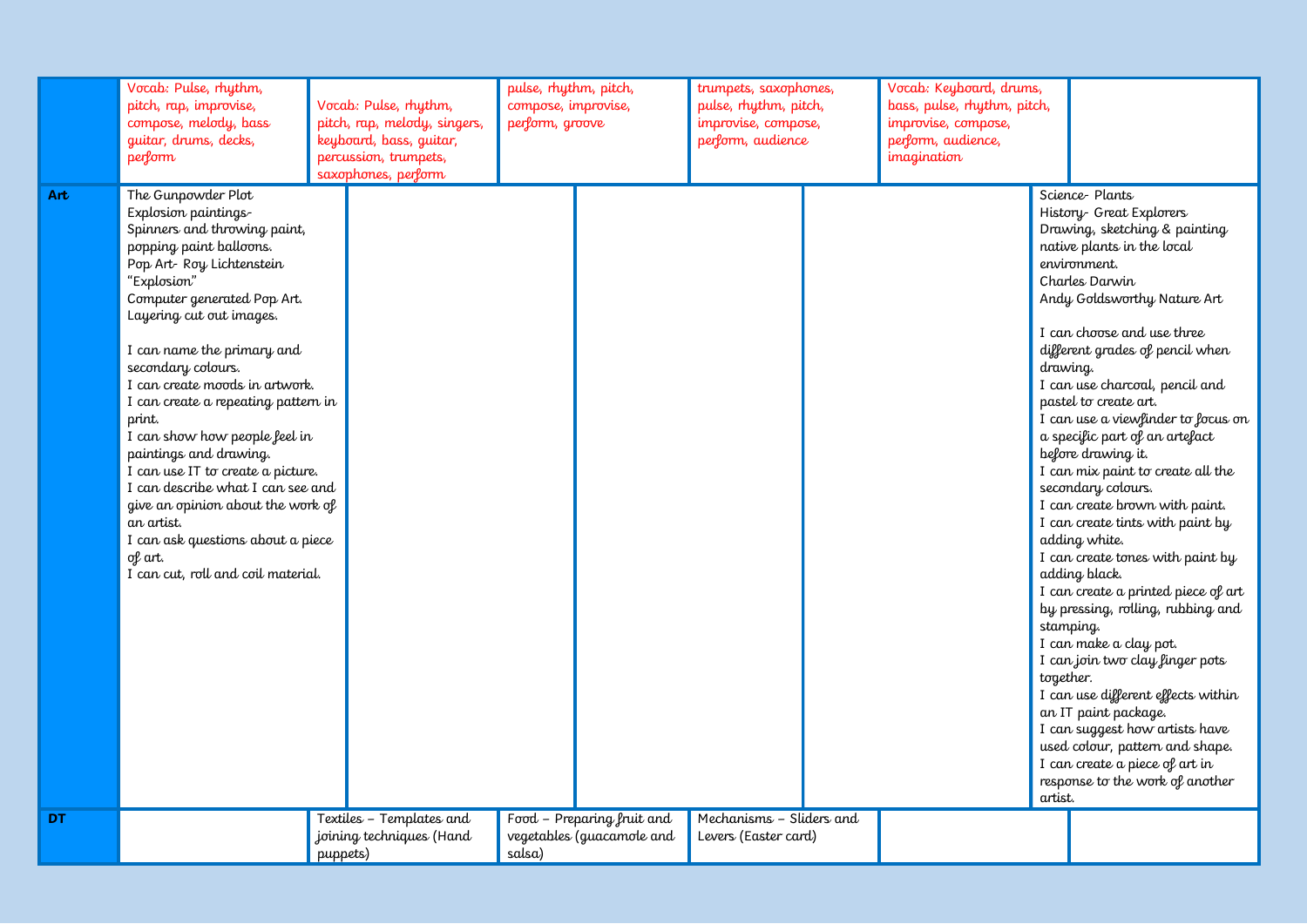| | | | | | | |
|---|---|---|---|---|---|---|
| | Vocab: Pulse, rhythm, pitch, rap, improvise, compose, melody, bass guitar, drums, decks, perform | Vocab: Pulse, rhythm, pitch, rap, melody, singers, keyboard, bass, guitar, percussion, trumpets, saxophones, perform | pulse, rhythm, pitch, compose, improvise, perform, groove | trumpets, saxophones, pulse, rhythm, pitch, improvise, compose, perform, audience | Vocab: Keyboard, drums, bass, pulse, rhythm, pitch, improvise, compose, perform, audience, imagination | |
| **Art** | The Gunpowder Plot<br>Explosion paintings-<br>Spinners and throwing paint, popping paint balloons.<br>Pop Art- Roy Lichtenstein "Explosion"<br>Computer generated Pop Art.<br>Layering cut out images.<br><br>I can name the primary and secondary colours.<br>I can create moods in artwork.<br>I can create a repeating pattern in print.<br>I can show how people feel in paintings and drawing.<br>I can use IT to create a picture.<br>I can describe what I can see and give an opinion about the work of an artist.<br>I can ask questions about a piece of art.<br>I can cut, roll and coil material. | | | | | Science- Plants<br>History- Great Explorers<br>Drawing, sketching & painting native plants in the local environment.<br>Charles Darwin<br>Andy Goldsworthy Nature Art<br><br>I can choose and use three different grades of pencil when drawing.<br>I can use charcoal, pencil and pastel to create art.<br>I can use a viewfinder to focus on a specific part of an artefact before drawing it.<br>I can mix paint to create all the secondary colours.<br>I can create brown with paint.<br>I can create tints with paint by adding white.<br>I can create tones with paint by adding black.<br>I can create a printed piece of art by pressing, rolling, rubbing and stamping.<br>I can make a clay pot.<br>I can join two clay finger pots together.<br>I can use different effects within an IT paint package.<br>I can suggest how artists have used colour, pattern and shape.<br>I can create a piece of art in response to the work of another artist. |
| **DT** | | Textiles – Templates and joining techniques (Hand puppets) | Food – Preparing fruit and vegetables (guacamole and salsa) | Mechanisms – Sliders and Levers (Easter card) | | |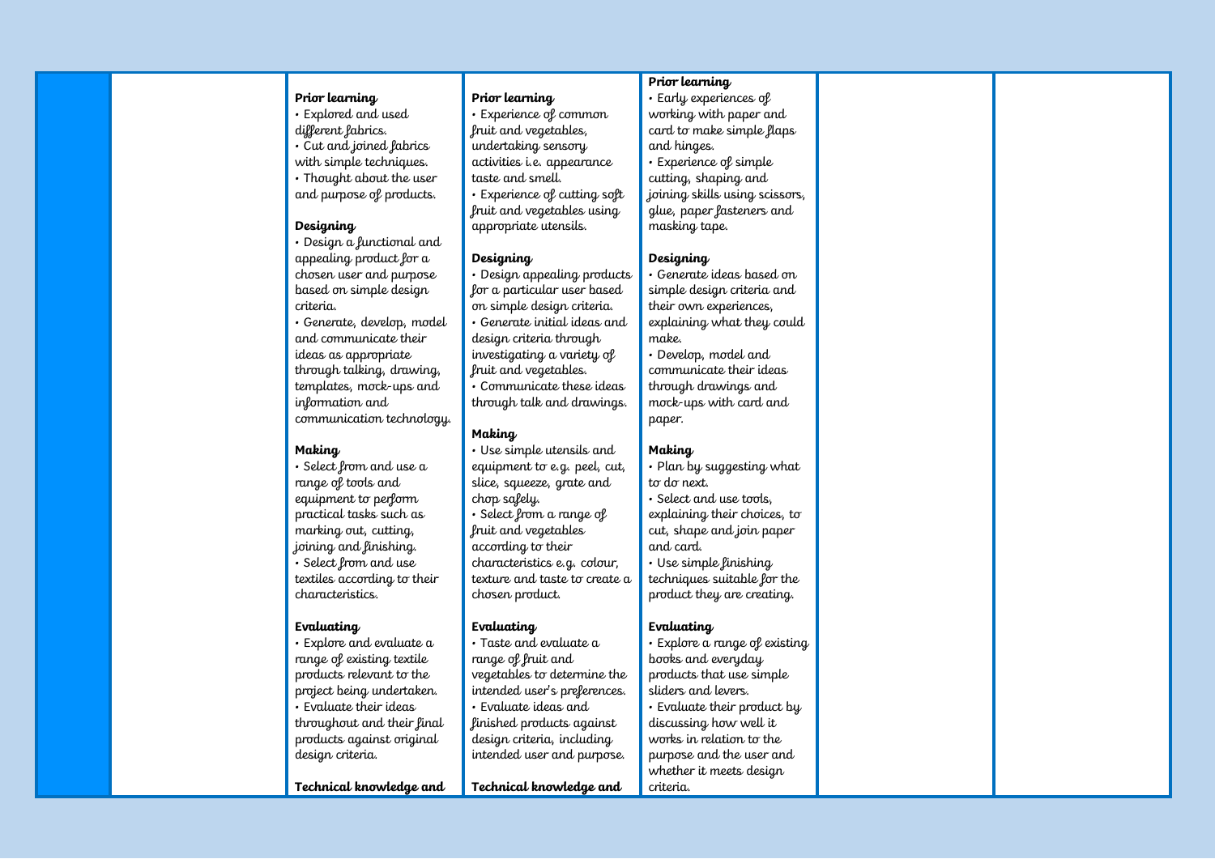| | | | | | | |
|---|---|---|---|---|---|---|
| | | **Prior learning**<br>• Explored and used different fabrics.<br>• Cut and joined fabrics with simple techniques.<br>• Thought about the user and purpose of products.<br><br>**Designing**<br>• Design a functional and appealing product for a chosen user and purpose based on simple design criteria.<br>• Generate, develop, model and communicate their ideas as appropriate through talking, drawing, templates, mock-ups and information and communication technology.<br><br>**Making**<br>• Select from and use a range of tools and equipment to perform practical tasks such as marking out, cutting, joining and finishing.<br>• Select from and use textiles according to their characteristics.<br><br>**Evaluating**<br>• Explore and evaluate a range of existing textile products relevant to the project being undertaken.<br>• Evaluate their ideas throughout and their final products against original design criteria.<br><br>**Technical knowledge and** | **Prior learning**<br>• Experience of common fruit and vegetables, undertaking sensory activities i.e. appearance taste and smell.<br>• Experience of cutting soft fruit and vegetables using appropriate utensils.<br><br>**Designing**<br>• Design appealing products for a particular user based on simple design criteria.<br>• Generate initial ideas and design criteria through investigating a variety of fruit and vegetables.<br>• Communicate these ideas through talk and drawings.<br><br>**Making**<br>• Use simple utensils and equipment to e.g. peel, cut, slice, squeeze, grate and chop safely.<br>• Select from a range of fruit and vegetables according to their characteristics e.g. colour, texture and taste to create a chosen product.<br><br>**Evaluating**<br>• Taste and evaluate a range of fruit and vegetables to determine the intended user's preferences.<br>• Evaluate ideas and finished products against design criteria, including intended user and purpose.<br><br>**Technical knowledge and** | **Prior learning**<br>• Early experiences of working with paper and card to make simple flaps and hinges.<br>• Experience of simple cutting, shaping and joining skills using scissors, glue, paper fasteners and masking tape.<br><br>**Designing**<br>• Generate ideas based on simple design criteria and their own experiences, explaining what they could make.<br>• Develop, model and communicate their ideas through drawings and mock-ups with card and paper.<br><br>**Making**<br>• Plan by suggesting what to do next.<br>• Select and use tools, explaining their choices, to cut, shape and join paper and card.<br>• Use simple finishing techniques suitable for the product they are creating.<br><br>**Evaluating**<br>• Explore a range of existing books and everyday products that use simple sliders and levers.<br>• Evaluate their product by discussing how well it works in relation to the purpose and the user and whether it meets design criteria. | | |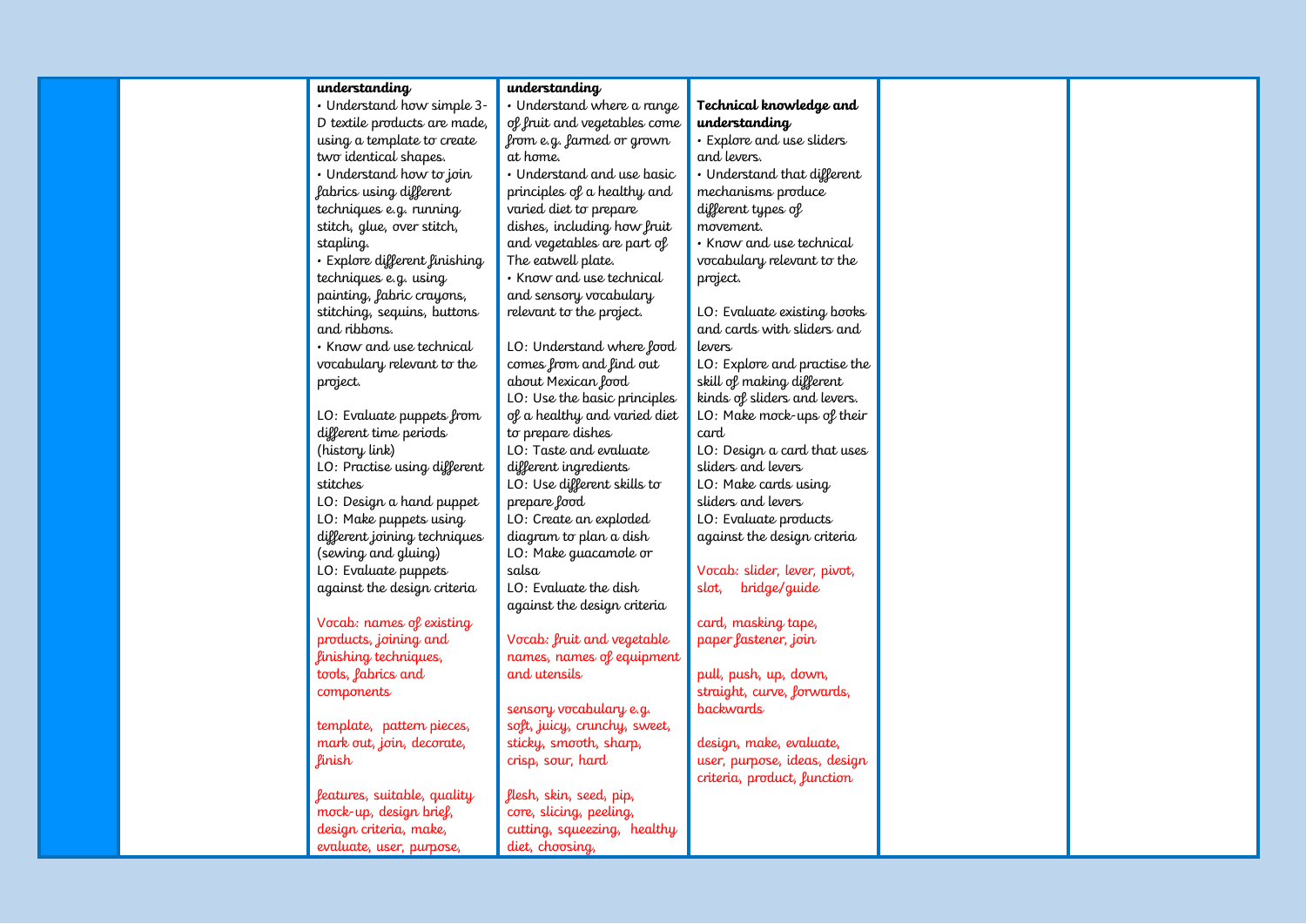| | | | | | | |
|---|---|---|---|---|---|---|
| | | **understanding**<br>• Understand how simple 3-D textile products are made, using a template to create two identical shapes.<br>• Understand how to join fabrics using different techniques e.g. running stitch, glue, over stitch, stapling.<br>• Explore different finishing techniques e.g. using painting, fabric crayons, stitching, sequins, buttons and ribbons.<br>• Know and use technical vocabulary relevant to the project.<br><br>LO: Evaluate puppets from different time periods (history link)<br>LO: Practise using different stitches<br>LO: Design a hand puppet<br>LO: Make puppets using different joining techniques (sewing and gluing)<br>LO: Evaluate puppets against the design criteria<br><br>Vocab: names of existing products, joining and finishing techniques, tools, fabrics and components<br><br>template, pattern pieces, mark out, join, decorate, finish<br><br>features, suitable, quality mock-up, design brief, design criteria, make, evaluate, user, purpose, | **understanding**<br>• Understand where a range of fruit and vegetables come from e.g. farmed or grown at home.<br>• Understand and use basic principles of a healthy and varied diet to prepare dishes, including how fruit and vegetables are part of The eatwell plate.<br>• Know and use technical and sensory vocabulary relevant to the project.<br><br>LO: Understand where food comes from and find out about Mexican food<br>LO: Use the basic principles of a healthy and varied diet to prepare dishes<br>LO: Taste and evaluate different ingredients<br>LO: Use different skills to prepare food<br>LO: Create an exploded diagram to plan a dish<br>LO: Make guacamole or salsa<br>LO: Evaluate the dish against the design criteria<br><br>Vocab: fruit and vegetable names, names of equipment and utensils<br><br>sensory vocabulary e.g. soft, juicy, crunchy, sweet, sticky, smooth, sharp, crisp, sour, hard<br><br>flesh, skin, seed, pip, core, slicing, peeling, cutting, squeezing, healthy diet, choosing, | **Technical knowledge and understanding**<br>• Explore and use sliders and levers.<br>• Understand that different mechanisms produce different types of movement.<br>• Know and use technical vocabulary relevant to the project.<br><br>LO: Evaluate existing books and cards with sliders and levers<br>LO: Explore and practise the skill of making different kinds of sliders and levers.<br>LO: Make mock-ups of their card<br>LO: Design a card that uses sliders and levers<br>LO: Make cards using sliders and levers<br>LO: Evaluate products against the design criteria<br><br>Vocab: slider, lever, pivot, slot, bridge/guide<br><br>card, masking tape, paper fastener, join<br><br>pull, push, up, down, straight, curve, forwards, backwards<br><br>design, make, evaluate, user, purpose, ideas, design criteria, product, function | | |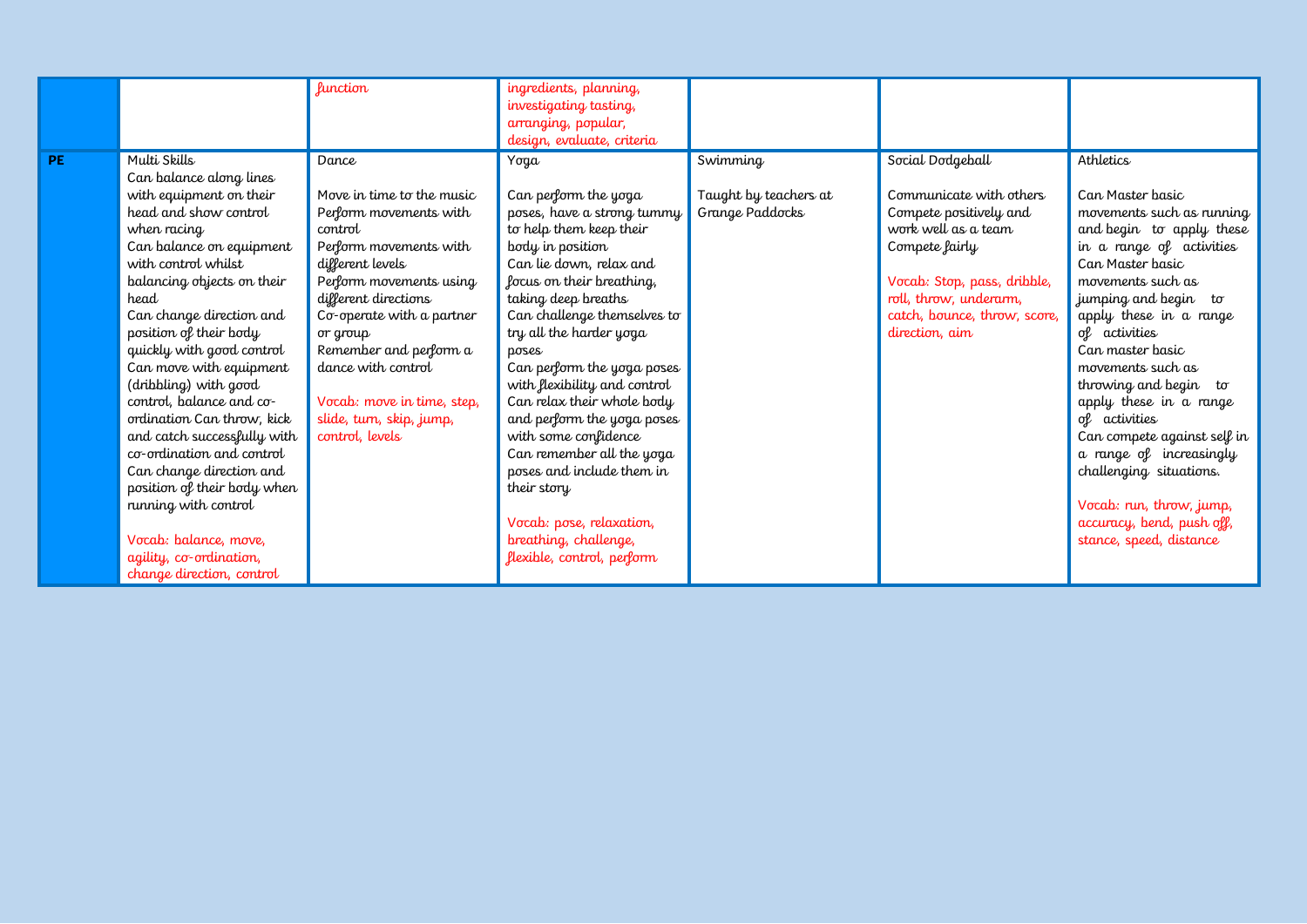| | | | | | | | |
|---|---|---|---|---|---|---|---|
| | | function | ingredients, planning, investigating tasting, arranging, popular, design, evaluate, criteria | | | | |
| PE | Multi Skills<br>Can balance along lines with equipment on their head and show control when racing<br>Can balance on equipment with control whilst balancing objects on their head<br>Can change direction and position of their body quickly with good control<br>Can move with equipment (dribbling) with good control, balance and co-ordination Can throw, kick and catch successfully with co-ordination and control<br>Can change direction and position of their body when running with control<br><br>Vocab: balance, move, agility, co-ordination, change direction, control | Dance<br><br>Move in time to the music<br>Perform movements with control<br>Perform movements with different levels<br>Perform movements using different directions<br>Co-operate with a partner or group<br>Remember and perform a dance with control<br><br>Vocab: move in time, step, slide, turn, skip, jump, control, levels | Yoga<br><br>Can perform the yoga poses, have a strong tummy to help them keep their body in position<br>Can lie down, relax and focus on their breathing, taking deep breaths<br>Can challenge themselves to try all the harder yoga poses<br>Can perform the yoga poses with flexibility and control<br>Can relax their whole body and perform the yoga poses with some confidence<br>Can remember all the yoga poses and include them in their story<br><br>Vocab: pose, relaxation, breathing, challenge, flexible, control, perform | Swimming<br><br>Taught by teachers at Grange Paddocks | Social Dodgeball<br><br>Communicate with others<br>Compete positively and work well as a team<br>Compete fairly<br><br>Vocab: Stop, pass, dribble, roll, throw, underarm, catch, bounce, throw, score, direction, aim | Athletics<br><br>Can Master basic movements such as running and begin to apply these in a range of activities<br>Can Master basic movements such as jumping and begin to apply these in a range of activities<br>Can master basic movements such as throwing and begin to apply these in a range of activities<br>Can compete against self in a range of increasingly challenging situations.<br><br>Vocab: run, throw, jump, accuracy, bend, push off, stance, speed, distance |